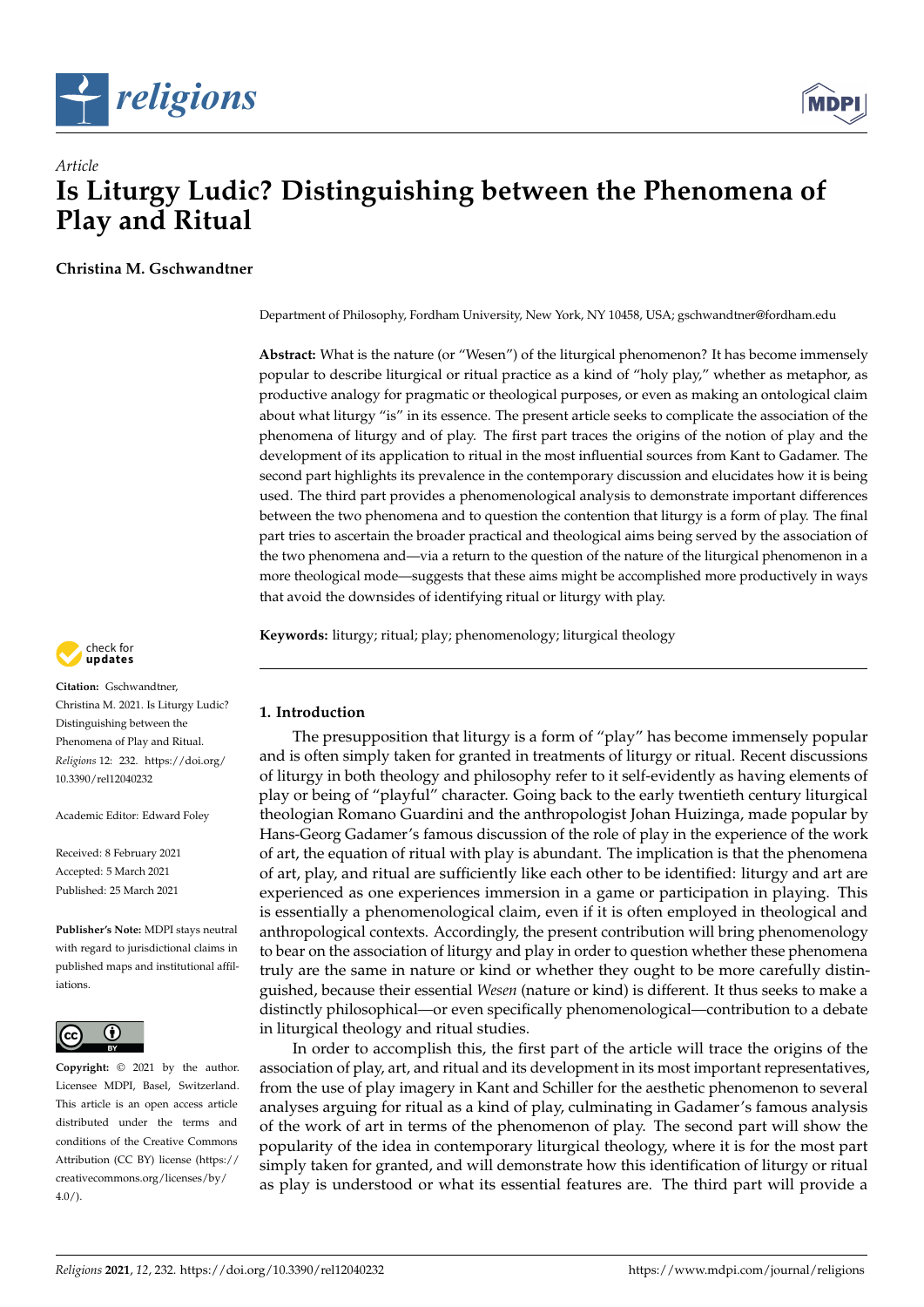*Article*

# Is Liturgy Ludic? Distinguishing between the Phenomena of Play and Ritual

**Christina M. Gschwandtner**

Department of Philosophy, Fordham University, New York, NY 10458, USA; gschwandtner@fordham.edu

**Abstract:** What is the nature (or "Wesen") of the liturgical phenomenon? It has become immensely popular to describe liturgical or ritual practice as a kind of "holy play," whether as metaphor, as productive analogy for pragmatic or theological purposes, or even as making an ontological claim about what liturgy "is" in its essence. The present article seeks to complicate the association of the phenomena of liturgy and of play. The first part traces the origins of the notion of play and the development of its application to ritual in the most influential sources from Kant to Gadamer. The second part highlights its prevalence in the contemporary discussion and elucidates how it is being used. The third part provides a phenomenological analysis to demonstrate important differences between the two phenomena and to question the contention that liturgy is a form of play. The final part tries to ascertain the broader practical and theological aims being served by the association of the two phenomena and—via a return to the question of the nature of the liturgical phenomenon in a more theological mode—suggests that these aims might be accomplished more productively in ways that avoid the downsides of identifying ritual or liturgy with play.

**Keywords:** liturgy; ritual; play; phenomenology; liturgical theology

**Citation:** Gschwandtner, Christina M. 2021. Is Liturgy Ludic? Distinguishing between the Phenomena of Play and Ritual. *Religions* 12: 232. https://doi.org/10.3390/rel12040232

Academic Editor: Edward Foley

Received: 8 February 2021
Accepted: 5 March 2021
Published: 25 March 2021

**Publisher's Note:** MDPI stays neutral with regard to jurisdictional claims in published maps and institutional affiliations.

**Copyright:** © 2021 by the author. Licensee MDPI, Basel, Switzerland. This article is an open access article distributed under the terms and conditions of the Creative Commons Attribution (CC BY) license (https://creativecommons.org/licenses/by/4.0/).

## 1. Introduction

The presupposition that liturgy is a form of "play" has become immensely popular and is often simply taken for granted in treatments of liturgy or ritual. Recent discussions of liturgy in both theology and philosophy refer to it self-evidently as having elements of play or being of "playful" character. Going back to the early twentieth century liturgical theologian Romano Guardini and the anthropologist Johan Huizinga, made popular by Hans-Georg Gadamer's famous discussion of the role of play in the experience of the work of art, the equation of ritual with play is abundant. The implication is that the phenomena of art, play, and ritual are sufficiently like each other to be identified: liturgy and art are experienced as one experiences immersion in a game or participation in playing. This is essentially a phenomenological claim, even if it is often employed in theological and anthropological contexts. Accordingly, the present contribution will bring phenomenology to bear on the association of liturgy and play in order to question whether these phenomena truly are the same in nature or kind or whether they ought to be more carefully distinguished, because their essential *Wesen* (nature or kind) is different. It thus seeks to make a distinctly philosophical—or even specifically phenomenological—contribution to a debate in liturgical theology and ritual studies.

In order to accomplish this, the first part of the article will trace the origins of the association of play, art, and ritual and its development in its most important representatives, from the use of play imagery in Kant and Schiller for the aesthetic phenomenon to several analyses arguing for ritual as a kind of play, culminating in Gadamer's famous analysis of the work of art in terms of the phenomenon of play. The second part will show the popularity of the idea in contemporary liturgical theology, where it is for the most part simply taken for granted, and will demonstrate how this identification of liturgy or ritual as play is understood or what its essential features are. The third part will provide a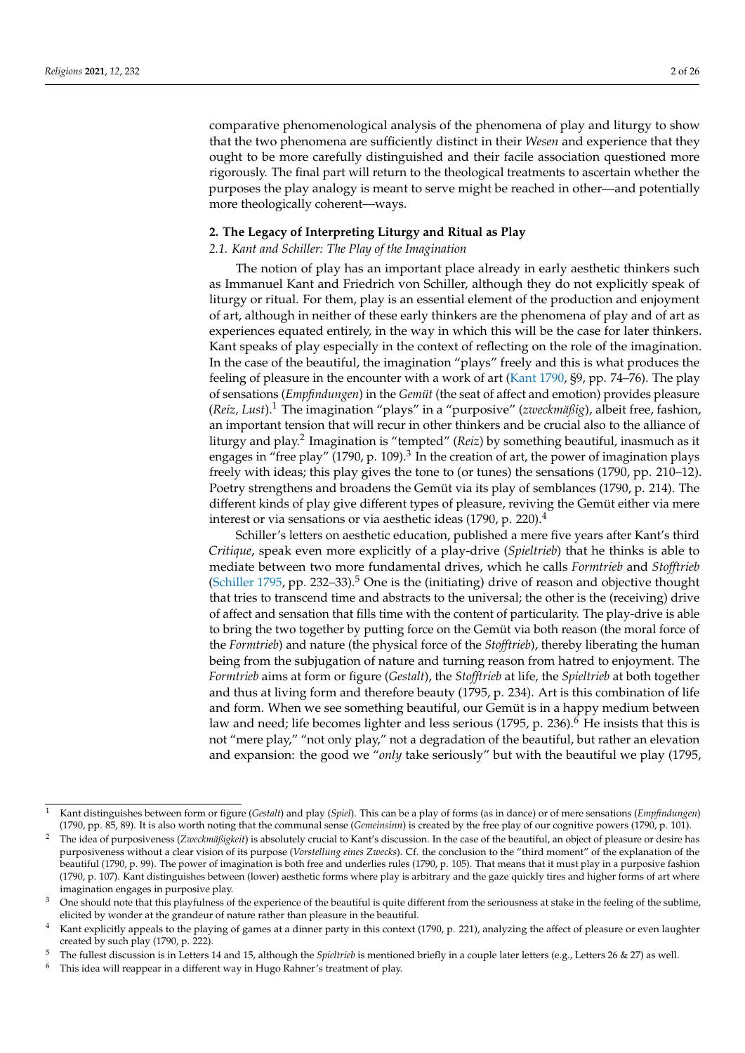comparative phenomenological analysis of the phenomena of play and liturgy to show that the two phenomena are sufficiently distinct in their *Wesen* and experience that they ought to be more carefully distinguished and their facile association questioned more rigorously. The final part will return to the theological treatments to ascertain whether the purposes the play analogy is meant to serve might be reached in other—and potentially more theologically coherent—ways.

## 2. The Legacy of Interpreting Liturgy and Ritual as Play

### *2.1. Kant and Schiller: The Play of the Imagination*

The notion of play has an important place already in early aesthetic thinkers such as Immanuel Kant and Friedrich von Schiller, although they do not explicitly speak of liturgy or ritual. For them, play is an essential element of the production and enjoyment of art, although in neither of these early thinkers are the phenomena of play and of art as experiences equated entirely, in the way in which this will be the case for later thinkers. Kant speaks of play especially in the context of reflecting on the role of the imagination. In the case of the beautiful, the imagination "plays" freely and this is what produces the feeling of pleasure in the encounter with a work of art (Kant 1790, §9, pp. 74–76). The play of sensations (*Empfindungen*) in the *Gemüt* (the seat of affect and emotion) provides pleasure (*Reiz, Lust*).[1] The imagination "plays" in a "purposive" (*zweckmäßig*), albeit free, fashion, an important tension that will recur in other thinkers and be crucial also to the alliance of liturgy and play.[2] Imagination is "tempted" (*Reiz*) by something beautiful, inasmuch as it engages in "free play" (1790, p. 109).[3] In the creation of art, the power of imagination plays freely with ideas; this play gives the tone to (or tunes) the sensations (1790, pp. 210–12). Poetry strengthens and broadens the Gemüt via its play of semblances (1790, p. 214). The different kinds of play give different types of pleasure, reviving the Gemüt either via mere interest or via sensations or via aesthetic ideas (1790, p. 220).[4]

Schiller's letters on aesthetic education, published a mere five years after Kant's third *Critique*, speak even more explicitly of a play-drive (*Spieltrieb*) that he thinks is able to mediate between two more fundamental drives, which he calls *Formtrieb* and *Stofftrieb* (Schiller 1795, pp. 232–33).[5] One is the (initiating) drive of reason and objective thought that tries to transcend time and abstracts to the universal; the other is the (receiving) drive of affect and sensation that fills time with the content of particularity. The play-drive is able to bring the two together by putting force on the Gemüt via both reason (the moral force of the *Formtrieb*) and nature (the physical force of the *Stofftrieb*), thereby liberating the human being from the subjugation of nature and turning reason from hatred to enjoyment. The *Formtrieb* aims at form or figure (*Gestalt*), the *Stofftrieb* at life, the *Spieltrieb* at both together and thus at living form and therefore beauty (1795, p. 234). Art is this combination of life and form. When we see something beautiful, our Gemüt is in a happy medium between law and need; life becomes lighter and less serious (1795, p. 236).[6] He insists that this is not "mere play," "not only play," not a degradation of the beautiful, but rather an elevation and expansion: the good we "*only* take seriously" but with the beautiful we play (1795,

---

[1] Kant distinguishes between form or figure (*Gestalt*) and play (*Spiel*). This can be a play of forms (as in dance) or of mere sensations (*Empfindungen*) (1790, pp. 85, 89). It is also worth noting that the communal sense (*Gemeinsinn*) is created by the free play of our cognitive powers (1790, p. 101).

[2] The idea of purposiveness (*Zweckmäßigkeit*) is absolutely crucial to Kant's discussion. In the case of the beautiful, an object of pleasure or desire has purposiveness without a clear vision of its purpose (*Vorstellung eines Zwecks*). Cf. the conclusion to the "third moment" of the explanation of the beautiful (1790, p. 99). The power of imagination is both free and underlies rules (1790, p. 105). That means that it must play in a purposive fashion (1790, p. 107). Kant distinguishes between (lower) aesthetic forms where play is arbitrary and the gaze quickly tires and higher forms of art where imagination engages in purposive play.

[3] One should note that this playfulness of the experience of the beautiful is quite different from the seriousness at stake in the feeling of the sublime, elicited by wonder at the grandeur of nature rather than pleasure in the beautiful.

[4] Kant explicitly appeals to the playing of games at a dinner party in this context (1790, p. 221), analyzing the affect of pleasure or even laughter created by such play (1790, p. 222).

[5] The fullest discussion is in Letters 14 and 15, although the *Spieltrieb* is mentioned briefly in a couple later letters (e.g., Letters 26 & 27) as well.

[6] This idea will reappear in a different way in Hugo Rahner's treatment of play.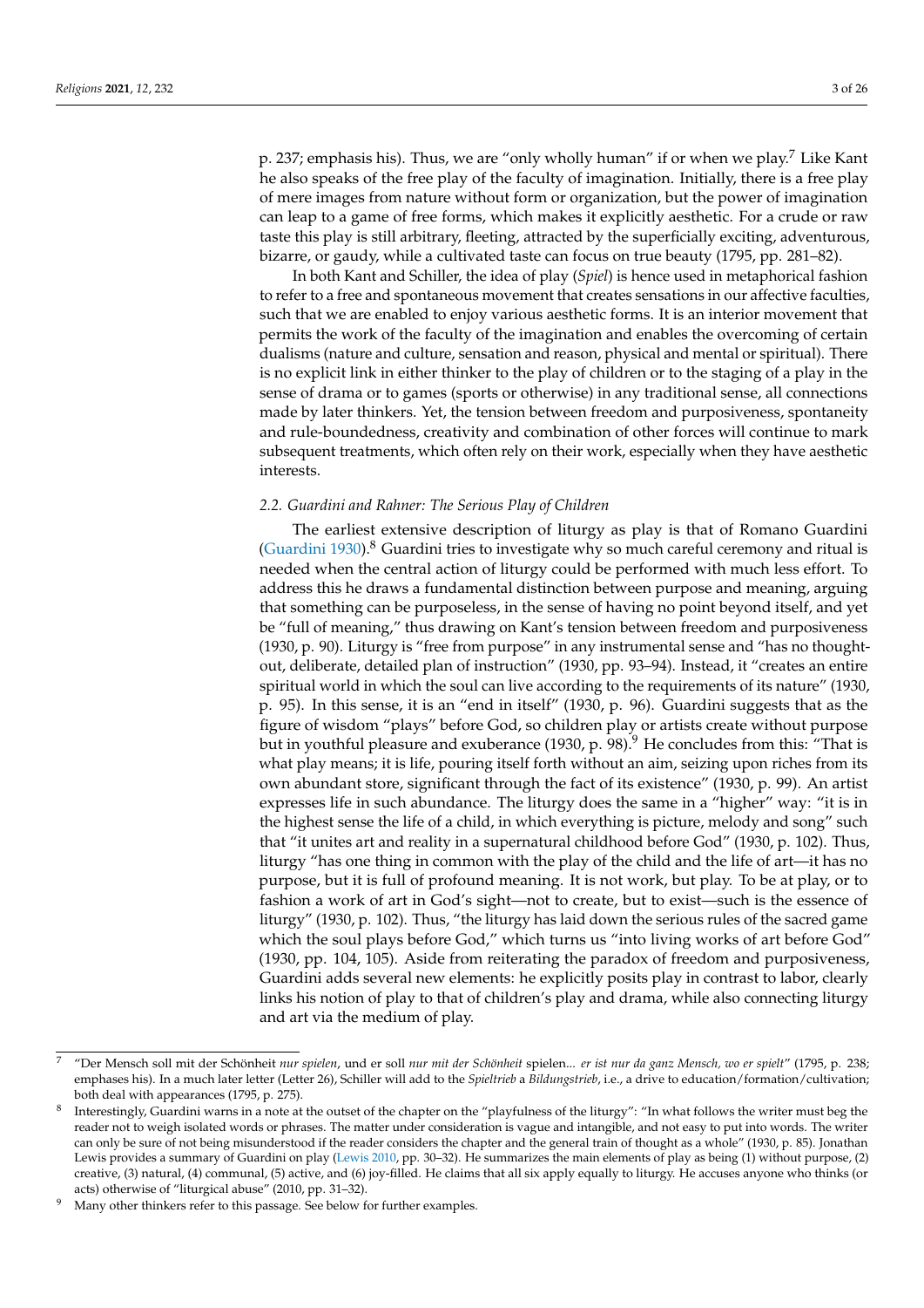p. 237; emphasis his). Thus, we are "only wholly human" if or when we play.[7] Like Kant he also speaks of the free play of the faculty of imagination. Initially, there is a free play of mere images from nature without form or organization, but the power of imagination can leap to a game of free forms, which makes it explicitly aesthetic. For a crude or raw taste this play is still arbitrary, fleeting, attracted by the superficially exciting, adventurous, bizarre, or gaudy, while a cultivated taste can focus on true beauty (1795, pp. 281–82).

In both Kant and Schiller, the idea of play (*Spiel*) is hence used in metaphorical fashion to refer to a free and spontaneous movement that creates sensations in our affective faculties, such that we are enabled to enjoy various aesthetic forms. It is an interior movement that permits the work of the faculty of the imagination and enables the overcoming of certain dualisms (nature and culture, sensation and reason, physical and mental or spiritual). There is no explicit link in either thinker to the play of children or to the staging of a play in the sense of drama or to games (sports or otherwise) in any traditional sense, all connections made by later thinkers. Yet, the tension between freedom and purposiveness, spontaneity and rule-boundedness, creativity and combination of other forces will continue to mark subsequent treatments, which often rely on their work, especially when they have aesthetic interests.

### 2.2. Guardini and Rahner: The Serious Play of Children

The earliest extensive description of liturgy as play is that of Romano Guardini (Guardini 1930).[8] Guardini tries to investigate why so much careful ceremony and ritual is needed when the central action of liturgy could be performed with much less effort. To address this he draws a fundamental distinction between purpose and meaning, arguing that something can be purposeless, in the sense of having no point beyond itself, and yet be "full of meaning," thus drawing on Kant's tension between freedom and purposiveness (1930, p. 90). Liturgy is "free from purpose" in any instrumental sense and "has no thought-out, deliberate, detailed plan of instruction" (1930, pp. 93–94). Instead, it "creates an entire spiritual world in which the soul can live according to the requirements of its nature" (1930, p. 95). In this sense, it is an "end in itself" (1930, p. 96). Guardini suggests that as the figure of wisdom "plays" before God, so children play or artists create without purpose but in youthful pleasure and exuberance (1930, p. 98).[9] He concludes from this: "That is what play means; it is life, pouring itself forth without an aim, seizing upon riches from its own abundant store, significant through the fact of its existence" (1930, p. 99). An artist expresses life in such abundance. The liturgy does the same in a "higher" way: "it is in the highest sense the life of a child, in which everything is picture, melody and song" such that "it unites art and reality in a supernatural childhood before God" (1930, p. 102). Thus, liturgy "has one thing in common with the play of the child and the life of art—it has no purpose, but it is full of profound meaning. It is not work, but play. To be at play, or to fashion a work of art in God's sight—not to create, but to exist—such is the essence of liturgy" (1930, p. 102). Thus, "the liturgy has laid down the serious rules of the sacred game which the soul plays before God," which turns us "into living works of art before God" (1930, pp. 104, 105). Aside from reiterating the paradox of freedom and purposiveness, Guardini adds several new elements: he explicitly posits play in contrast to labor, clearly links his notion of play to that of children's play and drama, while also connecting liturgy and art via the medium of play.

---

[7] "Der Mensch soll mit der Schönheit *nur spielen*, und er soll *nur mit der Schönheit* spielen... *er ist nur da ganz Mensch, wo er spielt*" (1795, p. 238; emphases his). In a much later letter (Letter 26), Schiller will add to the *Spieltrieb* a *Bildungstrieb*, i.e., a drive to education/formation/cultivation; both deal with appearances (1795, p. 275).

[8] Interestingly, Guardini warns in a note at the outset of the chapter on the "playfulness of the liturgy": "In what follows the writer must beg the reader not to weigh isolated words or phrases. The matter under consideration is vague and intangible, and not easy to put into words. The writer can only be sure of not being misunderstood if the reader considers the chapter and the general train of thought as a whole" (1930, p. 85). Jonathan Lewis provides a summary of Guardini on play (Lewis 2010, pp. 30–32). He summarizes the main elements of play as being (1) without purpose, (2) creative, (3) natural, (4) communal, (5) active, and (6) joy-filled. He claims that all six apply equally to liturgy. He accuses anyone who thinks (or acts) otherwise of "liturgical abuse" (2010, pp. 31–32).

[9] Many other thinkers refer to this passage. See below for further examples.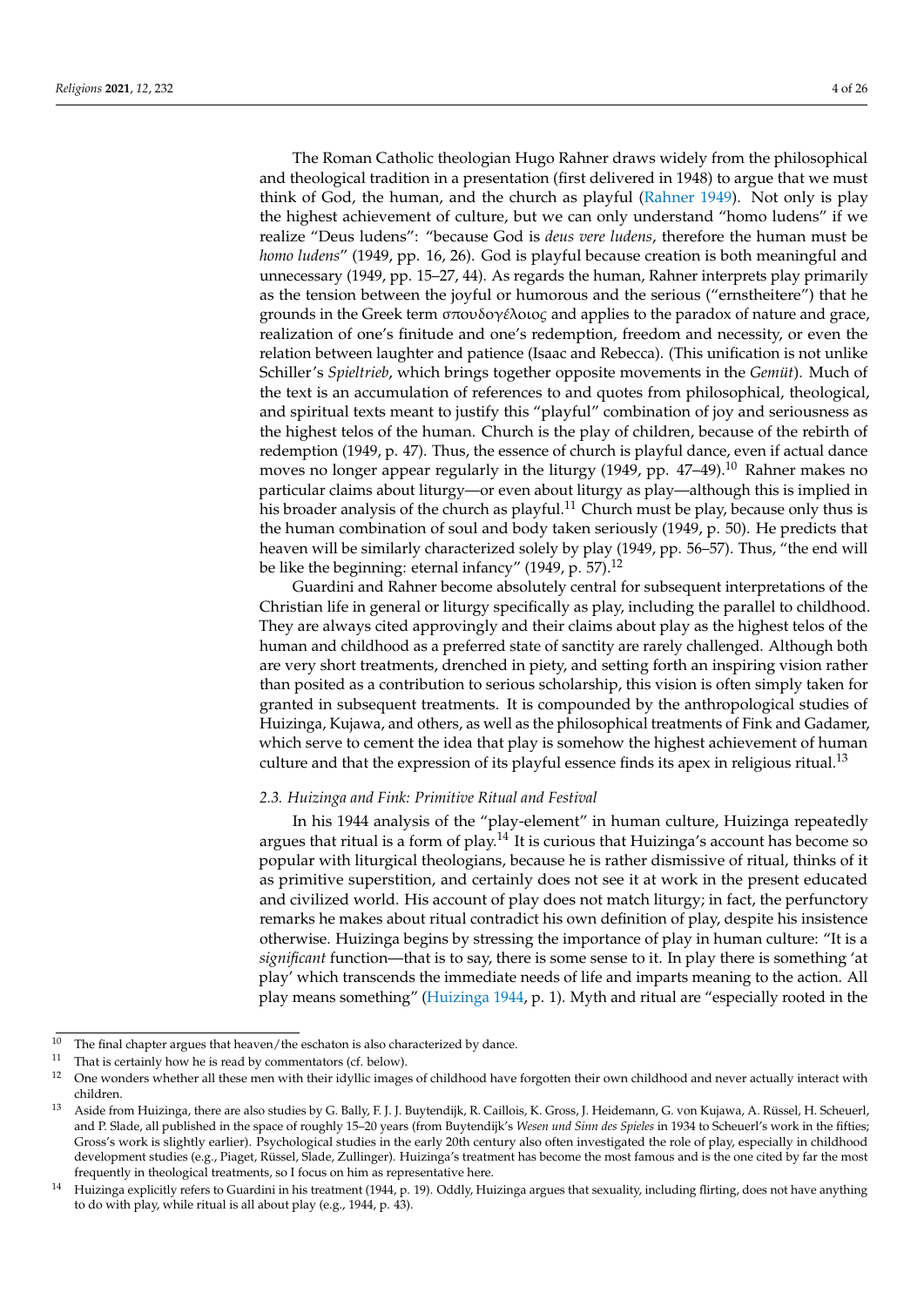The Roman Catholic theologian Hugo Rahner draws widely from the philosophical and theological tradition in a presentation (first delivered in 1948) to argue that we must think of God, the human, and the church as playful (Rahner 1949). Not only is play the highest achievement of culture, but we can only understand "homo ludens" if we realize "Deus ludens": "because God is *deus vere ludens*, therefore the human must be *homo ludens*" (1949, pp. 16, 26). God is playful because creation is both meaningful and unnecessary (1949, pp. 15–27, 44). As regards the human, Rahner interprets play primarily as the tension between the joyful or humorous and the serious ("ernstheitere") that he grounds in the Greek term σπουδογέλοιος and applies to the paradox of nature and grace, realization of one's finitude and one's redemption, freedom and necessity, or even the relation between laughter and patience (Isaac and Rebecca). (This unification is not unlike Schiller's *Spieltrieb*, which brings together opposite movements in the *Gemüt*). Much of the text is an accumulation of references to and quotes from philosophical, theological, and spiritual texts meant to justify this "playful" combination of joy and seriousness as the highest telos of the human. Church is the play of children, because of the rebirth of redemption (1949, p. 47). Thus, the essence of church is playful dance, even if actual dance moves no longer appear regularly in the liturgy (1949, pp. 47–49).[10] Rahner makes no particular claims about liturgy—or even about liturgy as play—although this is implied in his broader analysis of the church as playful.[11] Church must be play, because only thus is the human combination of soul and body taken seriously (1949, p. 50). He predicts that heaven will be similarly characterized solely by play (1949, pp. 56–57). Thus, "the end will be like the beginning: eternal infancy" (1949, p. 57).[12]

Guardini and Rahner become absolutely central for subsequent interpretations of the Christian life in general or liturgy specifically as play, including the parallel to childhood. They are always cited approvingly and their claims about play as the highest telos of the human and childhood as a preferred state of sanctity are rarely challenged. Although both are very short treatments, drenched in piety, and setting forth an inspiring vision rather than posited as a contribution to serious scholarship, this vision is often simply taken for granted in subsequent treatments. It is compounded by the anthropological studies of Huizinga, Kujawa, and others, as well as the philosophical treatments of Fink and Gadamer, which serve to cement the idea that play is somehow the highest achievement of human culture and that the expression of its playful essence finds its apex in religious ritual.[13]

### 2.3. Huizinga and Fink: Primitive Ritual and Festival

In his 1944 analysis of the "play-element" in human culture, Huizinga repeatedly argues that ritual is a form of play.[14] It is curious that Huizinga's account has become so popular with liturgical theologians, because he is rather dismissive of ritual, thinks of it as primitive superstition, and certainly does not see it at work in the present educated and civilized world. His account of play does not match liturgy; in fact, the perfunctory remarks he makes about ritual contradict his own definition of play, despite his insistence otherwise. Huizinga begins by stressing the importance of play in human culture: "It is a *significant* function—that is to say, there is some sense to it. In play there is something 'at play' which transcends the immediate needs of life and imparts meaning to the action. All play means something" (Huizinga 1944, p. 1). Myth and ritual are "especially rooted in the

---

[10] The final chapter argues that heaven/the eschaton is also characterized by dance.

[11] That is certainly how he is read by commentators (cf. below).

[12] One wonders whether all these men with their idyllic images of childhood have forgotten their own childhood and never actually interact with children.

[13] Aside from Huizinga, there are also studies by G. Bally, F. J. J. Buytendijk, R. Caillois, K. Gross, J. Heidemann, G. von Kujawa, A. Rüssel, H. Scheuerl, and P. Slade, all published in the space of roughly 15–20 years (from Buytendijk's *Wesen und Sinn des Spieles* in 1934 to Scheuerl's work in the fifties; Gross's work is slightly earlier). Psychological studies in the early 20th century also often investigated the role of play, especially in childhood development studies (e.g., Piaget, Rüssel, Slade, Zullinger). Huizinga's treatment has become the most famous and is the one cited by far the most frequently in theological treatments, so I focus on him as representative here.

[14] Huizinga explicitly refers to Guardini in his treatment (1944, p. 19). Oddly, Huizinga argues that sexuality, including flirting, does not have anything to do with play, while ritual is all about play (e.g., 1944, p. 43).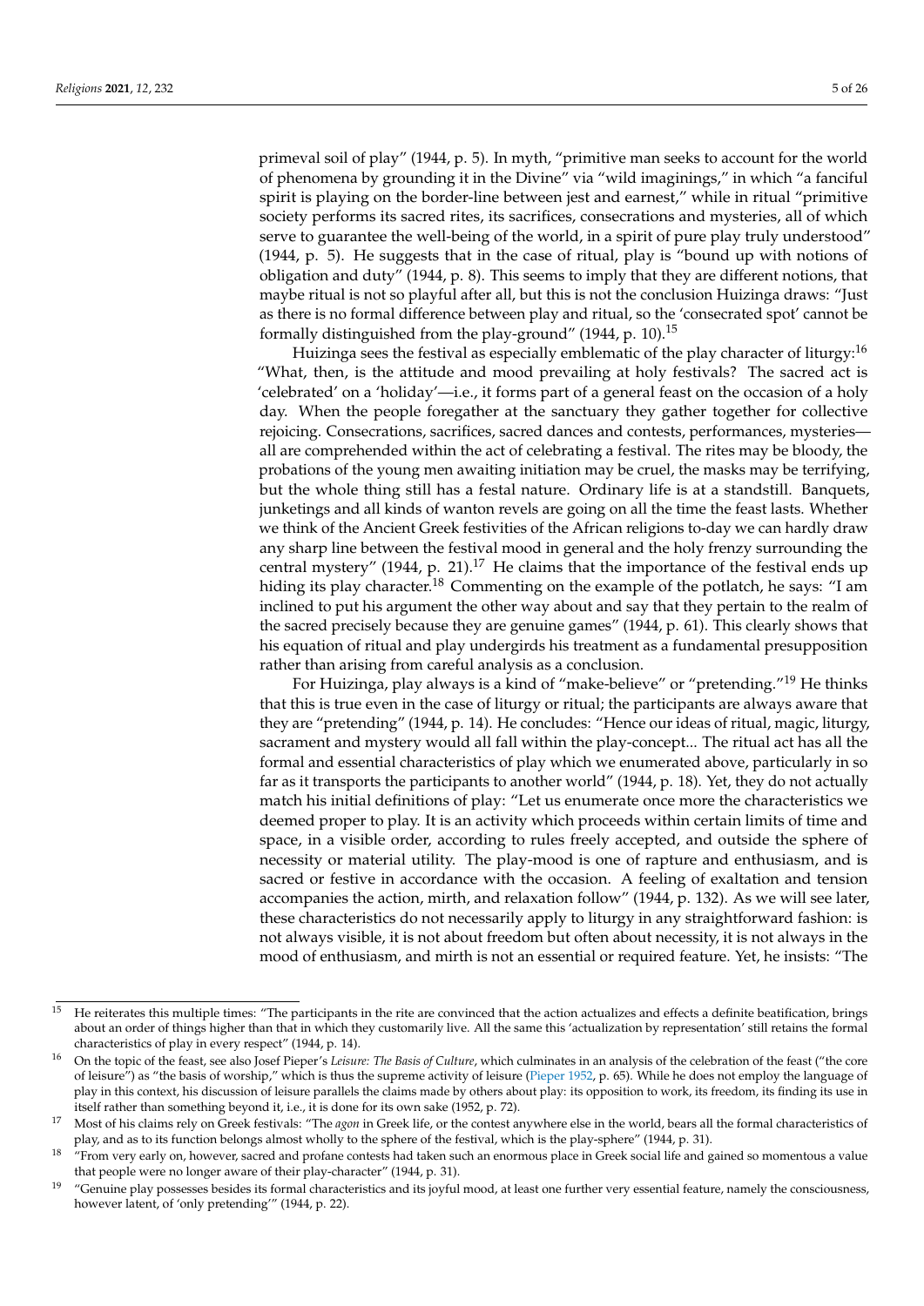primeval soil of play" (1944, p. 5). In myth, "primitive man seeks to account for the world of phenomena by grounding it in the Divine" via "wild imaginings," in which "a fanciful spirit is playing on the border-line between jest and earnest," while in ritual "primitive society performs its sacred rites, its sacrifices, consecrations and mysteries, all of which serve to guarantee the well-being of the world, in a spirit of pure play truly understood" (1944, p. 5). He suggests that in the case of ritual, play is "bound up with notions of obligation and duty" (1944, p. 8). This seems to imply that they are different notions, that maybe ritual is not so playful after all, but this is not the conclusion Huizinga draws: "Just as there is no formal difference between play and ritual, so the 'consecrated spot' cannot be formally distinguished from the play-ground" (1944, p. 10).[15]

Huizinga sees the festival as especially emblematic of the play character of liturgy:[16] "What, then, is the attitude and mood prevailing at holy festivals? The sacred act is 'celebrated' on a 'holiday'—i.e., it forms part of a general feast on the occasion of a holy day. When the people foregather at the sanctuary they gather together for collective rejoicing. Consecrations, sacrifices, sacred dances and contests, performances, mysteries—all are comprehended within the act of celebrating a festival. The rites may be bloody, the probations of the young men awaiting initiation may be cruel, the masks may be terrifying, but the whole thing still has a festal nature. Ordinary life is at a standstill. Banquets, junketings and all kinds of wanton revels are going on all the time the feast lasts. Whether we think of the Ancient Greek festivities of the African religions to-day we can hardly draw any sharp line between the festival mood in general and the holy frenzy surrounding the central mystery" (1944, p. 21).[17] He claims that the importance of the festival ends up hiding its play character.[18] Commenting on the example of the potlatch, he says: "I am inclined to put his argument the other way about and say that they pertain to the realm of the sacred precisely because they are genuine games" (1944, p. 61). This clearly shows that his equation of ritual and play undergirds his treatment as a fundamental presupposition rather than arising from careful analysis as a conclusion.

For Huizinga, play always is a kind of "make-believe" or "pretending."[19] He thinks that this is true even in the case of liturgy or ritual; the participants are always aware that they are "pretending" (1944, p. 14). He concludes: "Hence our ideas of ritual, magic, liturgy, sacrament and mystery would all fall within the play-concept... The ritual act has all the formal and essential characteristics of play which we enumerated above, particularly in so far as it transports the participants to another world" (1944, p. 18). Yet, they do not actually match his initial definitions of play: "Let us enumerate once more the characteristics we deemed proper to play. It is an activity which proceeds within certain limits of time and space, in a visible order, according to rules freely accepted, and outside the sphere of necessity or material utility. The play-mood is one of rapture and enthusiasm, and is sacred or festive in accordance with the occasion. A feeling of exaltation and tension accompanies the action, mirth, and relaxation follow" (1944, p. 132). As we will see later, these characteristics do not necessarily apply to liturgy in any straightforward fashion: is not always visible, it is not about freedom but often about necessity, it is not always in the mood of enthusiasm, and mirth is not an essential or required feature. Yet, he insists: "The

---

[15] He reiterates this multiple times: "The participants in the rite are convinced that the action actualizes and effects a definite beatification, brings about an order of things higher than that in which they customarily live. All the same this 'actualization by representation' still retains the formal characteristics of play in every respect" (1944, p. 14).

[16] On the topic of the feast, see also Josef Pieper's *Leisure: The Basis of Culture*, which culminates in an analysis of the celebration of the feast ("the core of leisure") as "the basis of worship," which is thus the supreme activity of leisure (Pieper 1952, p. 65). While he does not employ the language of play in this context, his discussion of leisure parallels the claims made by others about play: its opposition to work, its freedom, its finding its use in itself rather than something beyond it, i.e., it is done for its own sake (1952, p. 72).

[17] Most of his claims rely on Greek festivals: "The *agon* in Greek life, or the contest anywhere else in the world, bears all the formal characteristics of play, and as to its function belongs almost wholly to the sphere of the festival, which is the play-sphere" (1944, p. 31).

[18] "From very early on, however, sacred and profane contests had taken such an enormous place in Greek social life and gained so momentous a value that people were no longer aware of their play-character" (1944, p. 31).

[19] "Genuine play possesses besides its formal characteristics and its joyful mood, at least one further very essential feature, namely the consciousness, however latent, of 'only pretending'" (1944, p. 22).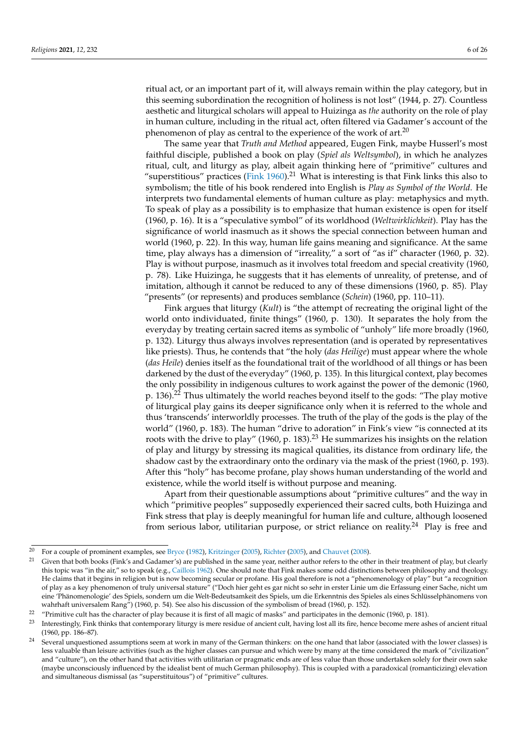ritual act, or an important part of it, will always remain within the play category, but in this seeming subordination the recognition of holiness is not lost" (1944, p. 27). Countless aesthetic and liturgical scholars will appeal to Huizinga as *the* authority on the role of play in human culture, including in the ritual act, often filtered via Gadamer's account of the phenomenon of play as central to the experience of the work of art.[20]

The same year that *Truth and Method* appeared, Eugen Fink, maybe Husserl's most faithful disciple, published a book on play (*Spiel als Weltsymbol*), in which he analyzes ritual, cult, and liturgy as play, albeit again thinking here of "primitive" cultures and "superstitious" practices (Fink 1960).[21] What is interesting is that Fink links this also to symbolism; the title of his book rendered into English is *Play as Symbol of the World*. He interprets two fundamental elements of human culture as play: metaphysics and myth. To speak of play as a possibility is to emphasize that human existence is open for itself (1960, p. 16). It is a "speculative symbol" of its worldhood (*Weltwirklichkeit*). Play has the significance of world inasmuch as it shows the special connection between human and world (1960, p. 22). In this way, human life gains meaning and significance. At the same time, play always has a dimension of "irreality," a sort of "as if" character (1960, p. 32). Play is without purpose, inasmuch as it involves total freedom and special creativity (1960, p. 78). Like Huizinga, he suggests that it has elements of unreality, of pretense, and of imitation, although it cannot be reduced to any of these dimensions (1960, p. 85). Play "presents" (or represents) and produces semblance (*Schein*) (1960, pp. 110–11).

Fink argues that liturgy (*Kult*) is "the attempt of recreating the original light of the world onto individuated, finite things" (1960, p. 130). It separates the holy from the everyday by treating certain sacred items as symbolic of "unholy" life more broadly (1960, p. 132). Liturgy thus always involves representation (and is operated by representatives like priests). Thus, he contends that "the holy (*das Heilige*) must appear where the whole (*das Heile*) denies itself as the foundational trait of the worldhood of all things or has been darkened by the dust of the everyday" (1960, p. 135). In this liturgical context, play becomes the only possibility in indigenous cultures to work against the power of the demonic (1960, p. 136).[22] Thus ultimately the world reaches beyond itself to the gods: "The play motive of liturgical play gains its deeper significance only when it is referred to the whole and thus 'transcends' interworldly processes. The truth of the play of the gods is the play of the world" (1960, p. 183). The human "drive to adoration" in Fink's view "is connected at its roots with the drive to play" (1960, p. 183).[23] He summarizes his insights on the relation of play and liturgy by stressing its magical qualities, its distance from ordinary life, the shadow cast by the extraordinary onto the ordinary via the mask of the priest (1960, p. 193). After this "holy" has become profane, play shows human understanding of the world and existence, while the world itself is without purpose and meaning.

Apart from their questionable assumptions about "primitive cultures" and the way in which "primitive peoples" supposedly experienced their sacred cults, both Huizinga and Fink stress that play is deeply meaningful for human life and culture, although loosened from serious labor, utilitarian purpose, or strict reliance on reality.[24] Play is free and

---

[20] For a couple of prominent examples, see Bryce (1982), Kritzinger (2005), Richter (2005), and Chauvet (2008).

[21] Given that both books (Fink's and Gadamer's) are published in the same year, neither author refers to the other in their treatment of play, but clearly this topic was "in the air," so to speak (e.g., Caillois 1962). One should note that Fink makes some odd distinctions between philosophy and theology. He claims that it begins in religion but is now becoming secular or profane. His goal therefore is not a "phenomenology of play" but "a recognition of play as a key phenomenon of truly universal stature" ("Doch hier geht es gar nicht so sehr in erster Linie um die Erfassung einer Sache, nicht um eine 'Phänomenologie' des Spiels, sondern um die Welt-Bedeutsamkeit des Spiels, um die Erkenntnis des Spieles als eines Schlüsselphänomens von wahrhaft universalem Rang") (1960, p. 54). See also his discussion of the symbolism of bread (1960, p. 152).

[22] "Primitive cult has the character of play because it is first of all magic of masks" and participates in the demonic (1960, p. 181).

[23] Interestingly, Fink thinks that contemporary liturgy is mere residue of ancient cult, having lost all its fire, hence become mere ashes of ancient ritual (1960, pp. 186–87).

[24] Several unquestioned assumptions seem at work in many of the German thinkers: on the one hand that labor (associated with the lower classes) is less valuable than leisure activities (such as the higher classes can pursue and which were by many at the time considered the mark of "civilization" and "culture"), on the other hand that activities with utilitarian or pragmatic ends are of less value than those undertaken solely for their own sake (maybe unconsciously influenced by the idealist bent of much German philosophy). This is coupled with a paradoxical (romanticizing) elevation and simultaneous dismissal (as "superstituitous") of "primitive" cultures.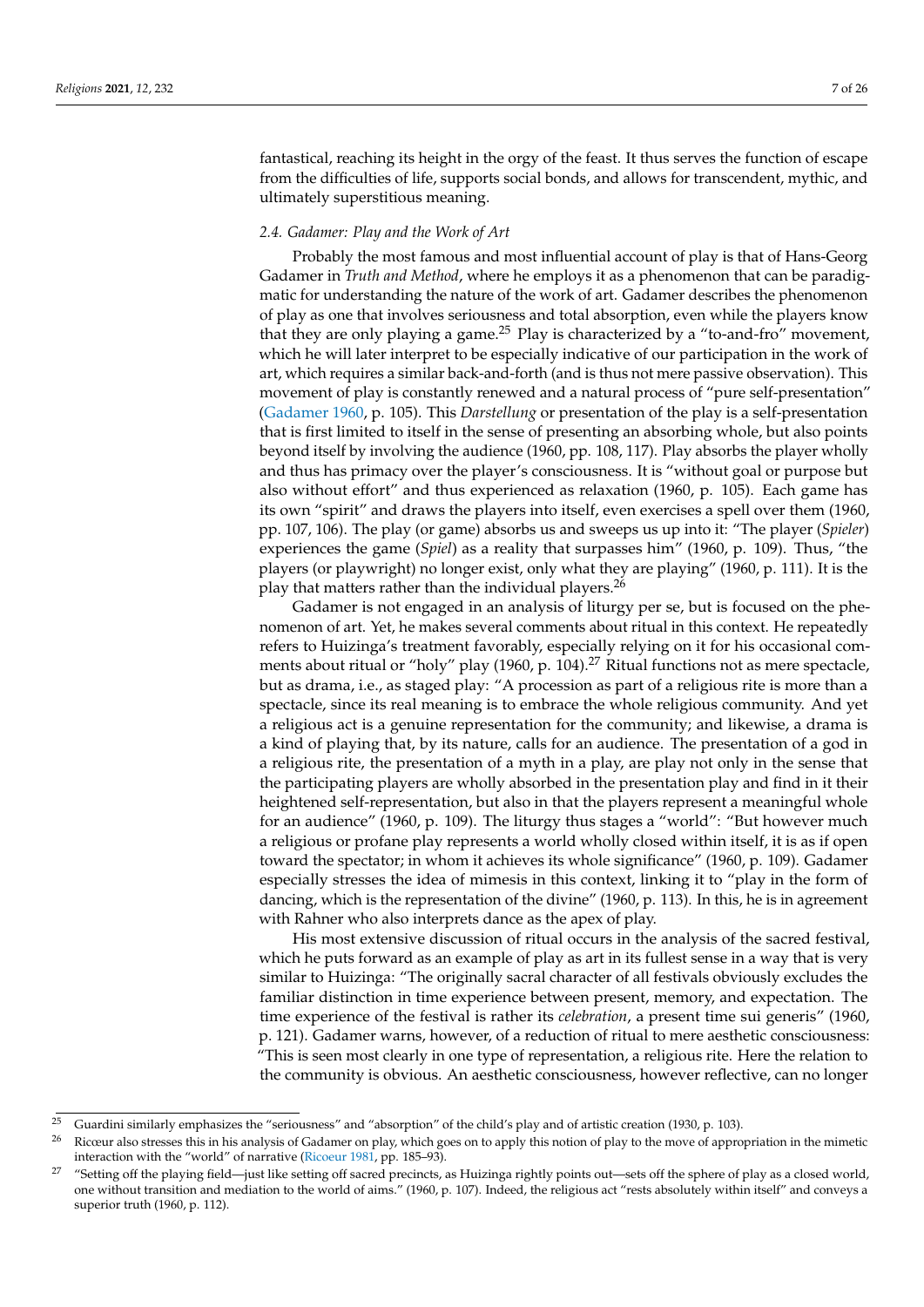fantastical, reaching its height in the orgy of the feast. It thus serves the function of escape from the difficulties of life, supports social bonds, and allows for transcendent, mythic, and ultimately superstitious meaning.

### 2.4. Gadamer: Play and the Work of Art

Probably the most famous and most influential account of play is that of Hans-Georg Gadamer in *Truth and Method*, where he employs it as a phenomenon that can be paradigmatic for understanding the nature of the work of art. Gadamer describes the phenomenon of play as one that involves seriousness and total absorption, even while the players know that they are only playing a game.[25] Play is characterized by a "to-and-fro" movement, which he will later interpret to be especially indicative of our participation in the work of art, which requires a similar back-and-forth (and is thus not mere passive observation). This movement of play is constantly renewed and a natural process of "pure self-presentation" (Gadamer 1960, p. 105). This *Darstellung* or presentation of the play is a self-presentation that is first limited to itself in the sense of presenting an absorbing whole, but also points beyond itself by involving the audience (1960, pp. 108, 117). Play absorbs the player wholly and thus has primacy over the player's consciousness. It is "without goal or purpose but also without effort" and thus experienced as relaxation (1960, p. 105). Each game has its own "spirit" and draws the players into itself, even exercises a spell over them (1960, pp. 107, 106). The play (or game) absorbs us and sweeps us up into it: "The player (*Spieler*) experiences the game (*Spiel*) as a reality that surpasses him" (1960, p. 109). Thus, "the players (or playwright) no longer exist, only what they are playing" (1960, p. 111). It is the play that matters rather than the individual players.[26]

Gadamer is not engaged in an analysis of liturgy per se, but is focused on the phenomenon of art. Yet, he makes several comments about ritual in this context. He repeatedly refers to Huizinga's treatment favorably, especially relying on it for his occasional comments about ritual or "holy" play (1960, p. 104).[27] Ritual functions not as mere spectacle, but as drama, i.e., as staged play: "A procession as part of a religious rite is more than a spectacle, since its real meaning is to embrace the whole religious community. And yet a religious act is a genuine representation for the community; and likewise, a drama is a kind of playing that, by its nature, calls for an audience. The presentation of a god in a religious rite, the presentation of a myth in a play, are play not only in the sense that the participating players are wholly absorbed in the presentation play and find in it their heightened self-representation, but also in that the players represent a meaningful whole for an audience" (1960, p. 109). The liturgy thus stages a "world": "But however much a religious or profane play represents a world wholly closed within itself, it is as if open toward the spectator; in whom it achieves its whole significance" (1960, p. 109). Gadamer especially stresses the idea of mimesis in this context, linking it to "play in the form of dancing, which is the representation of the divine" (1960, p. 113). In this, he is in agreement with Rahner who also interprets dance as the apex of play.

His most extensive discussion of ritual occurs in the analysis of the sacred festival, which he puts forward as an example of play as art in its fullest sense in a way that is very similar to Huizinga: "The originally sacral character of all festivals obviously excludes the familiar distinction in time experience between present, memory, and expectation. The time experience of the festival is rather its *celebration*, a present time sui generis" (1960, p. 121). Gadamer warns, however, of a reduction of ritual to mere aesthetic consciousness: "This is seen most clearly in one type of representation, a religious rite. Here the relation to the community is obvious. An aesthetic consciousness, however reflective, can no longer

---

[25] Guardini similarly emphasizes the "seriousness" and "absorption" of the child's play and of artistic creation (1930, p. 103).

[26] Ricœur also stresses this in his analysis of Gadamer on play, which goes on to apply this notion of play to the move of appropriation in the mimetic interaction with the "world" of narrative (Ricoeur 1981, pp. 185–93).

[27] "Setting off the playing field—just like setting off sacred precincts, as Huizinga rightly points out—sets off the sphere of play as a closed world, one without transition and mediation to the world of aims." (1960, p. 107). Indeed, the religious act "rests absolutely within itself" and conveys a superior truth (1960, p. 112).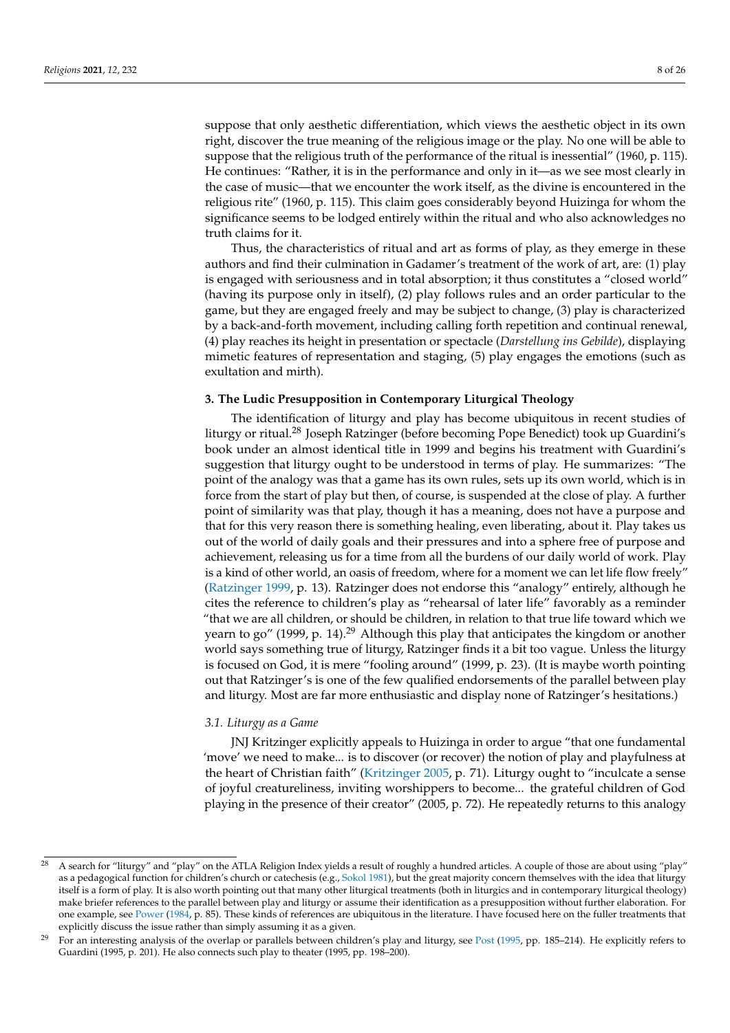suppose that only aesthetic differentiation, which views the aesthetic object in its own right, discover the true meaning of the religious image or the play. No one will be able to suppose that the religious truth of the performance of the ritual is inessential" (1960, p. 115). He continues: "Rather, it is in the performance and only in it—as we see most clearly in the case of music—that we encounter the work itself, as the divine is encountered in the religious rite" (1960, p. 115). This claim goes considerably beyond Huizinga for whom the significance seems to be lodged entirely within the ritual and who also acknowledges no truth claims for it.

Thus, the characteristics of ritual and art as forms of play, as they emerge in these authors and find their culmination in Gadamer's treatment of the work of art, are: (1) play is engaged with seriousness and in total absorption; it thus constitutes a "closed world" (having its purpose only in itself), (2) play follows rules and an order particular to the game, but they are engaged freely and may be subject to change, (3) play is characterized by a back-and-forth movement, including calling forth repetition and continual renewal, (4) play reaches its height in presentation or spectacle (*Darstellung ins Gebilde*), displaying mimetic features of representation and staging, (5) play engages the emotions (such as exultation and mirth).

## 3. The Ludic Presupposition in Contemporary Liturgical Theology

The identification of liturgy and play has become ubiquitous in recent studies of liturgy or ritual.[28] Joseph Ratzinger (before becoming Pope Benedict) took up Guardini's book under an almost identical title in 1999 and begins his treatment with Guardini's suggestion that liturgy ought to be understood in terms of play. He summarizes: "The point of the analogy was that a game has its own rules, sets up its own world, which is in force from the start of play but then, of course, is suspended at the close of play. A further point of similarity was that play, though it has a meaning, does not have a purpose and that for this very reason there is something healing, even liberating, about it. Play takes us out of the world of daily goals and their pressures and into a sphere free of purpose and achievement, releasing us for a time from all the burdens of our daily world of work. Play is a kind of other world, an oasis of freedom, where for a moment we can let life flow freely" (Ratzinger 1999, p. 13). Ratzinger does not endorse this "analogy" entirely, although he cites the reference to children's play as "rehearsal of later life" favorably as a reminder "that we are all children, or should be children, in relation to that true life toward which we yearn to go" (1999, p. 14).[29] Although this play that anticipates the kingdom or another world says something true of liturgy, Ratzinger finds it a bit too vague. Unless the liturgy is focused on God, it is mere "fooling around" (1999, p. 23). (It is maybe worth pointing out that Ratzinger's is one of the few qualified endorsements of the parallel between play and liturgy. Most are far more enthusiastic and display none of Ratzinger's hesitations.)

### 3.1. Liturgy as a Game

JNJ Kritzinger explicitly appeals to Huizinga in order to argue "that one fundamental 'move' we need to make... is to discover (or recover) the notion of play and playfulness at the heart of Christian faith" (Kritzinger 2005, p. 71). Liturgy ought to "inculcate a sense of joyful creatureliness, inviting worshippers to become... the grateful children of God playing in the presence of their creator" (2005, p. 72). He repeatedly returns to this analogy

---

[28] A search for "liturgy" and "play" on the ATLA Religion Index yields a result of roughly a hundred articles. A couple of those are about using "play" as a pedagogical function for children's church or catechesis (e.g., Sokol 1981), but the great majority concern themselves with the idea that liturgy itself is a form of play. It is also worth pointing out that many other liturgical treatments (both in liturgics and in contemporary liturgical theology) make briefer references to the parallel between play and liturgy or assume their identification as a presupposition without further elaboration. For one example, see Power (1984, p. 85). These kinds of references are ubiquitous in the literature. I have focused here on the fuller treatments that explicitly discuss the issue rather than simply assuming it as a given.

[29] For an interesting analysis of the overlap or parallels between children's play and liturgy, see Post (1995, pp. 185–214). He explicitly refers to Guardini (1995, p. 201). He also connects such play to theater (1995, pp. 198–200).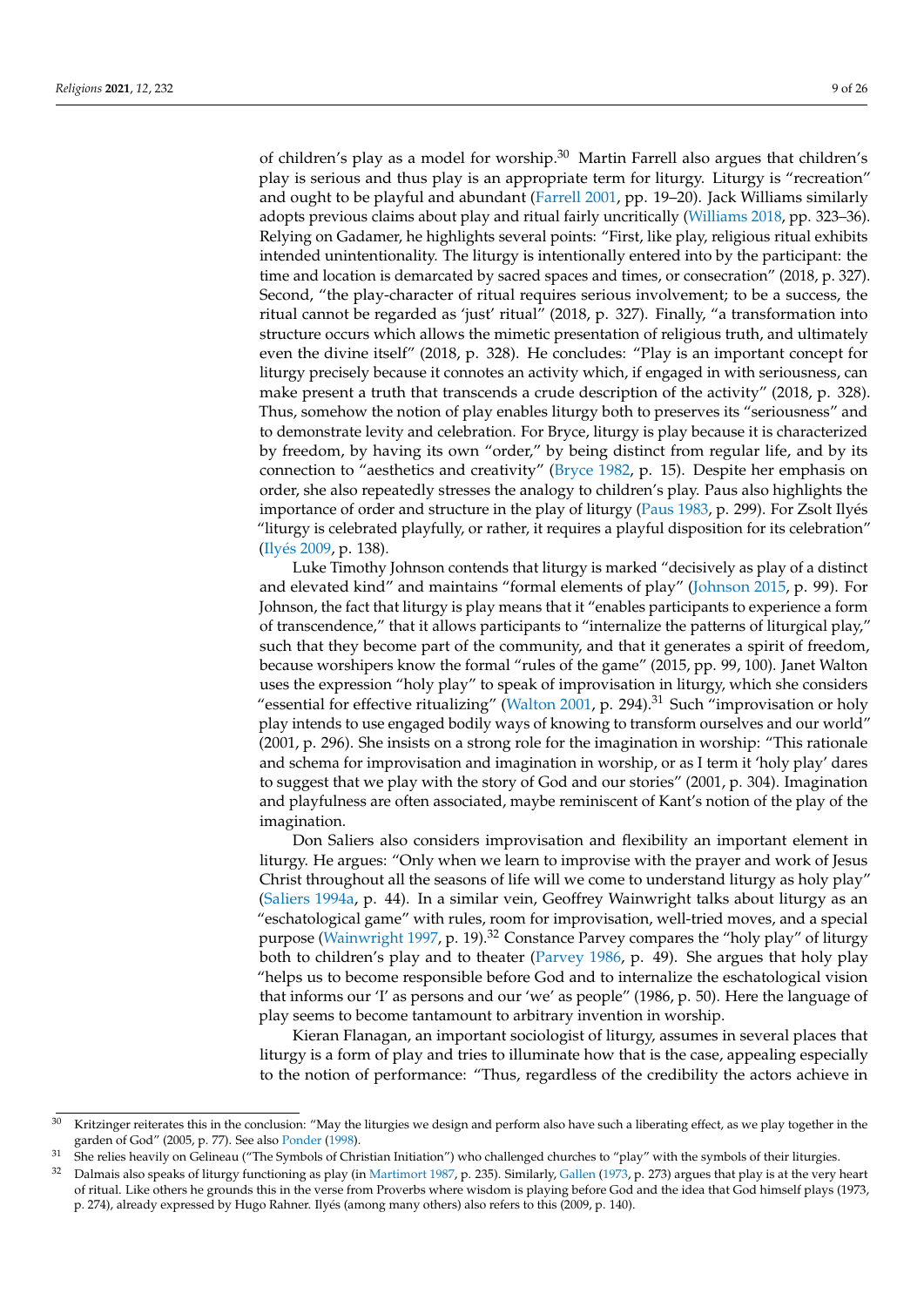of children's play as a model for worship.[30] Martin Farrell also argues that children's play is serious and thus play is an appropriate term for liturgy. Liturgy is "recreation" and ought to be playful and abundant (Farrell 2001, pp. 19–20). Jack Williams similarly adopts previous claims about play and ritual fairly uncritically (Williams 2018, pp. 323–36). Relying on Gadamer, he highlights several points: "First, like play, religious ritual exhibits intended unintentionality. The liturgy is intentionally entered into by the participant: the time and location is demarcated by sacred spaces and times, or consecration" (2018, p. 327). Second, "the play-character of ritual requires serious involvement; to be a success, the ritual cannot be regarded as 'just' ritual" (2018, p. 327). Finally, "a transformation into structure occurs which allows the mimetic presentation of religious truth, and ultimately even the divine itself" (2018, p. 328). He concludes: "Play is an important concept for liturgy precisely because it connotes an activity which, if engaged in with seriousness, can make present a truth that transcends a crude description of the activity" (2018, p. 328). Thus, somehow the notion of play enables liturgy both to preserves its "seriousness" and to demonstrate levity and celebration. For Bryce, liturgy is play because it is characterized by freedom, by having its own "order," by being distinct from regular life, and by its connection to "aesthetics and creativity" (Bryce 1982, p. 15). Despite her emphasis on order, she also repeatedly stresses the analogy to children's play. Paus also highlights the importance of order and structure in the play of liturgy (Paus 1983, p. 299). For Zsolt Ilyés "liturgy is celebrated playfully, or rather, it requires a playful disposition for its celebration" (Ilyés 2009, p. 138).

Luke Timothy Johnson contends that liturgy is marked "decisively as play of a distinct and elevated kind" and maintains "formal elements of play" (Johnson 2015, p. 99). For Johnson, the fact that liturgy is play means that it "enables participants to experience a form of transcendence," that it allows participants to "internalize the patterns of liturgical play," such that they become part of the community, and that it generates a spirit of freedom, because worshipers know the formal "rules of the game" (2015, pp. 99, 100). Janet Walton uses the expression "holy play" to speak of improvisation in liturgy, which she considers "essential for effective ritualizing" (Walton 2001, p. 294).[31] Such "improvisation or holy play intends to use engaged bodily ways of knowing to transform ourselves and our world" (2001, p. 296). She insists on a strong role for the imagination in worship: "This rationale and schema for improvisation and imagination in worship, or as I term it 'holy play' dares to suggest that we play with the story of God and our stories" (2001, p. 304). Imagination and playfulness are often associated, maybe reminiscent of Kant's notion of the play of the imagination.

Don Saliers also considers improvisation and flexibility an important element in liturgy. He argues: "Only when we learn to improvise with the prayer and work of Jesus Christ throughout all the seasons of life will we come to understand liturgy as holy play" (Saliers 1994a, p. 44). In a similar vein, Geoffrey Wainwright talks about liturgy as an "eschatological game" with rules, room for improvisation, well-tried moves, and a special purpose (Wainwright 1997, p. 19).[32] Constance Parvey compares the "holy play" of liturgy both to children's play and to theater (Parvey 1986, p. 49). She argues that holy play "helps us to become responsible before God and to internalize the eschatological vision that informs our 'I' as persons and our 'we' as people" (1986, p. 50). Here the language of play seems to become tantamount to arbitrary invention in worship.

Kieran Flanagan, an important sociologist of liturgy, assumes in several places that liturgy is a form of play and tries to illuminate how that is the case, appealing especially to the notion of performance: "Thus, regardless of the credibility the actors achieve in

---

[30] Kritzinger reiterates this in the conclusion: "May the liturgies we design and perform also have such a liberating effect, as we play together in the garden of God" (2005, p. 77). See also Ponder (1998).

[31] She relies heavily on Gelineau ("The Symbols of Christian Initiation") who challenged churches to "play" with the symbols of their liturgies.

[32] Dalmais also speaks of liturgy functioning as play (in Martimort 1987, p. 235). Similarly, Gallen (1973, p. 273) argues that play is at the very heart of ritual. Like others he grounds this in the verse from Proverbs where wisdom is playing before God and the idea that God himself plays (1973, p. 274), already expressed by Hugo Rahner. Ilyés (among many others) also refers to this (2009, p. 140).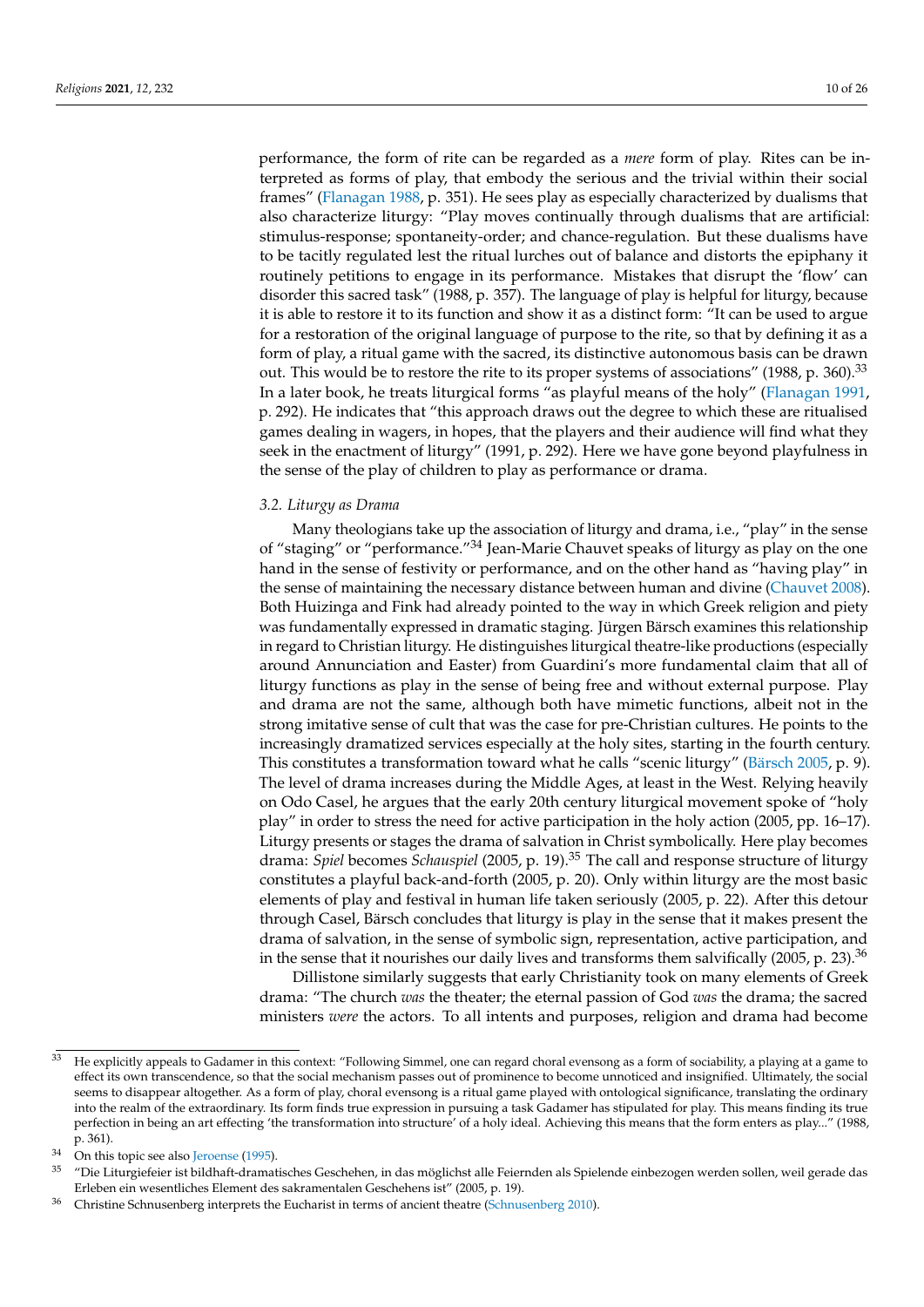performance, the form of rite can be regarded as a *mere* form of play. Rites can be interpreted as forms of play, that embody the serious and the trivial within their social frames" (Flanagan 1988, p. 351). He sees play as especially characterized by dualisms that also characterize liturgy: "Play moves continually through dualisms that are artificial: stimulus-response; spontaneity-order; and chance-regulation. But these dualisms have to be tacitly regulated lest the ritual lurches out of balance and distorts the epiphany it routinely petitions to engage in its performance. Mistakes that disrupt the 'flow' can disorder this sacred task" (1988, p. 357). The language of play is helpful for liturgy, because it is able to restore it to its function and show it as a distinct form: "It can be used to argue for a restoration of the original language of purpose to the rite, so that by defining it as a form of play, a ritual game with the sacred, its distinctive autonomous basis can be drawn out. This would be to restore the rite to its proper systems of associations" (1988, p. 360).[33] In a later book, he treats liturgical forms "as playful means of the holy" (Flanagan 1991, p. 292). He indicates that "this approach draws out the degree to which these are ritualised games dealing in wagers, in hopes, that the players and their audience will find what they seek in the enactment of liturgy" (1991, p. 292). Here we have gone beyond playfulness in the sense of the play of children to play as performance or drama.

### 3.2. Liturgy as Drama

Many theologians take up the association of liturgy and drama, i.e., "play" in the sense of "staging" or "performance."[34] Jean-Marie Chauvet speaks of liturgy as play on the one hand in the sense of festivity or performance, and on the other hand as "having play" in the sense of maintaining the necessary distance between human and divine (Chauvet 2008). Both Huizinga and Fink had already pointed to the way in which Greek religion and piety was fundamentally expressed in dramatic staging. Jürgen Bärsch examines this relationship in regard to Christian liturgy. He distinguishes liturgical theatre-like productions (especially around Annunciation and Easter) from Guardini's more fundamental claim that all of liturgy functions as play in the sense of being free and without external purpose. Play and drama are not the same, although both have mimetic functions, albeit not in the strong imitative sense of cult that was the case for pre-Christian cultures. He points to the increasingly dramatized services especially at the holy sites, starting in the fourth century. This constitutes a transformation toward what he calls "scenic liturgy" (Bärsch 2005, p. 9). The level of drama increases during the Middle Ages, at least in the West. Relying heavily on Odo Casel, he argues that the early 20th century liturgical movement spoke of "holy play" in order to stress the need for active participation in the holy action (2005, pp. 16–17). Liturgy presents or stages the drama of salvation in Christ symbolically. Here play becomes drama: *Spiel* becomes *Schauspiel* (2005, p. 19).[35] The call and response structure of liturgy constitutes a playful back-and-forth (2005, p. 20). Only within liturgy are the most basic elements of play and festival in human life taken seriously (2005, p. 22). After this detour through Casel, Bärsch concludes that liturgy is play in the sense that it makes present the drama of salvation, in the sense of symbolic sign, representation, active participation, and in the sense that it nourishes our daily lives and transforms them salvifically (2005, p. 23).[36]

Dillistone similarly suggests that early Christianity took on many elements of Greek drama: "The church *was* the theater; the eternal passion of God *was* the drama; the sacred ministers *were* the actors. To all intents and purposes, religion and drama had become

---

[33] He explicitly appeals to Gadamer in this context: "Following Simmel, one can regard choral evensong as a form of sociability, a playing at a game to effect its own transcendence, so that the social mechanism passes out of prominence to become unnoticed and insignified. Ultimately, the social seems to disappear altogether. As a form of play, choral evensong is a ritual game played with ontological significance, translating the ordinary into the realm of the extraordinary. Its form finds true expression in pursuing a task Gadamer has stipulated for play. This means finding its true perfection in being an art effecting 'the transformation into structure' of a holy ideal. Achieving this means that the form enters as play..." (1988, p. 361).

[34] On this topic see also Jeroense (1995).

[35] "Die Liturgiefeier ist bildhaft-dramatisches Geschehen, in das möglichst alle Feiernden als Spielende einbezogen werden sollen, weil gerade das Erleben ein wesentliches Element des sakramentalen Geschehens ist" (2005, p. 19).

[36] Christine Schnusenberg interprets the Eucharist in terms of ancient theatre (Schnusenberg 2010).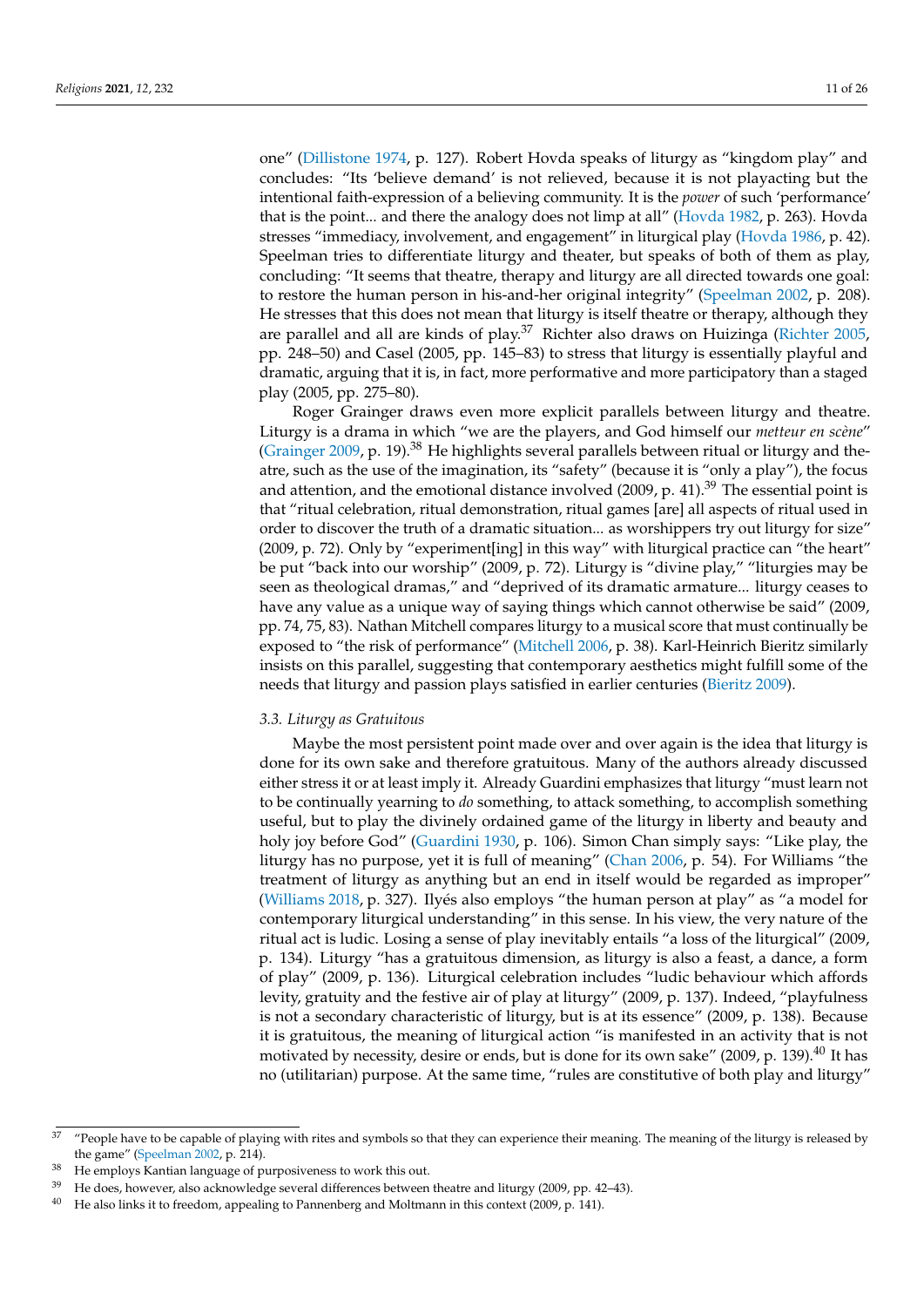one" (Dillistone 1974, p. 127). Robert Hovda speaks of liturgy as "kingdom play" and concludes: "Its 'believe demand' is not relieved, because it is not playacting but the intentional faith-expression of a believing community. It is the *power* of such 'performance' that is the point... and there the analogy does not limp at all" (Hovda 1982, p. 263). Hovda stresses "immediacy, involvement, and engagement" in liturgical play (Hovda 1986, p. 42). Speelman tries to differentiate liturgy and theater, but speaks of both of them as play, concluding: "It seems that theatre, therapy and liturgy are all directed towards one goal: to restore the human person in his-and-her original integrity" (Speelman 2002, p. 208). He stresses that this does not mean that liturgy is itself theatre or therapy, although they are parallel and all are kinds of play.[37] Richter also draws on Huizinga (Richter 2005, pp. 248–50) and Casel (2005, pp. 145–83) to stress that liturgy is essentially playful and dramatic, arguing that it is, in fact, more performative and more participatory than a staged play (2005, pp. 275–80).

Roger Grainger draws even more explicit parallels between liturgy and theatre. Liturgy is a drama in which "we are the players, and God himself our *metteur en scène*" (Grainger 2009, p. 19).[38] He highlights several parallels between ritual or liturgy and theatre, such as the use of the imagination, its "safety" (because it is "only a play"), the focus and attention, and the emotional distance involved (2009, p. 41).[39] The essential point is that "ritual celebration, ritual demonstration, ritual games [are] all aspects of ritual used in order to discover the truth of a dramatic situation... as worshippers try out liturgy for size" (2009, p. 72). Only by "experiment[ing] in this way" with liturgical practice can "the heart" be put "back into our worship" (2009, p. 72). Liturgy is "divine play," "liturgies may be seen as theological dramas," and "deprived of its dramatic armature... liturgy ceases to have any value as a unique way of saying things which cannot otherwise be said" (2009, pp. 74, 75, 83). Nathan Mitchell compares liturgy to a musical score that must continually be exposed to "the risk of performance" (Mitchell 2006, p. 38). Karl-Heinrich Bieritz similarly insists on this parallel, suggesting that contemporary aesthetics might fulfill some of the needs that liturgy and passion plays satisfied in earlier centuries (Bieritz 2009).

### 3.3. Liturgy as Gratuitous

Maybe the most persistent point made over and over again is the idea that liturgy is done for its own sake and therefore gratuitous. Many of the authors already discussed either stress it or at least imply it. Already Guardini emphasizes that liturgy "must learn not to be continually yearning to *do* something, to attack something, to accomplish something useful, but to play the divinely ordained game of the liturgy in liberty and beauty and holy joy before God" (Guardini 1930, p. 106). Simon Chan simply says: "Like play, the liturgy has no purpose, yet it is full of meaning" (Chan 2006, p. 54). For Williams "the treatment of liturgy as anything but an end in itself would be regarded as improper" (Williams 2018, p. 327). Ilyés also employs "the human person at play" as "a model for contemporary liturgical understanding" in this sense. In his view, the very nature of the ritual act is ludic. Losing a sense of play inevitably entails "a loss of the liturgical" (2009, p. 134). Liturgy "has a gratuitous dimension, as liturgy is also a feast, a dance, a form of play" (2009, p. 136). Liturgical celebration includes "ludic behaviour which affords levity, gratuity and the festive air of play at liturgy" (2009, p. 137). Indeed, "playfulness is not a secondary characteristic of liturgy, but is at its essence" (2009, p. 138). Because it is gratuitous, the meaning of liturgical action "is manifested in an activity that is not motivated by necessity, desire or ends, but is done for its own sake" (2009, p. 139).[40] It has no (utilitarian) purpose. At the same time, "rules are constitutive of both play and liturgy"

---

[37] "People have to be capable of playing with rites and symbols so that they can experience their meaning. The meaning of the liturgy is released by the game" (Speelman 2002, p. 214).

[38] He employs Kantian language of purposiveness to work this out.

[39] He does, however, also acknowledge several differences between theatre and liturgy (2009, pp. 42–43).

[40] He also links it to freedom, appealing to Pannenberg and Moltmann in this context (2009, p. 141).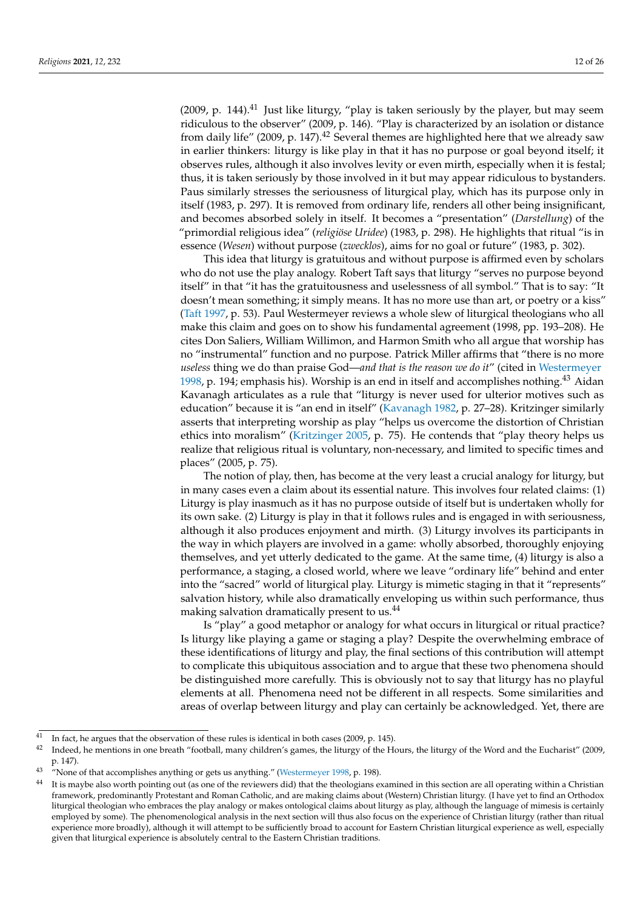(2009, p. 144).[41] Just like liturgy, "play is taken seriously by the player, but may seem ridiculous to the observer" (2009, p. 146). "Play is characterized by an isolation or distance from daily life" (2009, p. 147).[42] Several themes are highlighted here that we already saw in earlier thinkers: liturgy is like play in that it has no purpose or goal beyond itself; it observes rules, although it also involves levity or even mirth, especially when it is festal; thus, it is taken seriously by those involved in it but may appear ridiculous to bystanders. Paus similarly stresses the seriousness of liturgical play, which has its purpose only in itself (1983, p. 297). It is removed from ordinary life, renders all other being insignificant, and becomes absorbed solely in itself. It becomes a "presentation" (*Darstellung*) of the "primordial religious idea" (*religiöse Uridee*) (1983, p. 298). He highlights that ritual "is in essence (*Wesen*) without purpose (*zwecklos*), aims for no goal or future" (1983, p. 302).

This idea that liturgy is gratuitous and without purpose is affirmed even by scholars who do not use the play analogy. Robert Taft says that liturgy "serves no purpose beyond itself" in that "it has the gratuitousness and uselessness of all symbol." That is to say: "It doesn't mean something; it simply means. It has no more use than art, or poetry or a kiss" (Taft 1997, p. 53). Paul Westermeyer reviews a whole slew of liturgical theologians who all make this claim and goes on to show his fundamental agreement (1998, pp. 193–208). He cites Don Saliers, William Willimon, and Harmon Smith who all argue that worship has no "instrumental" function and no purpose. Patrick Miller affirms that "there is no more *useless* thing we do than praise God—*and that is the reason we do it*" (cited in Westermeyer 1998, p. 194; emphasis his). Worship is an end in itself and accomplishes nothing.[43] Aidan Kavanagh articulates as a rule that "liturgy is never used for ulterior motives such as education" because it is "an end in itself" (Kavanagh 1982, p. 27–28). Kritzinger similarly asserts that interpreting worship as play "helps us overcome the distortion of Christian ethics into moralism" (Kritzinger 2005, p. 75). He contends that "play theory helps us realize that religious ritual is voluntary, non-necessary, and limited to specific times and places" (2005, p. 75).

The notion of play, then, has become at the very least a crucial analogy for liturgy, but in many cases even a claim about its essential nature. This involves four related claims: (1) Liturgy is play inasmuch as it has no purpose outside of itself but is undertaken wholly for its own sake. (2) Liturgy is play in that it follows rules and is engaged in with seriousness, although it also produces enjoyment and mirth. (3) Liturgy involves its participants in the way in which players are involved in a game: wholly absorbed, thoroughly enjoying themselves, and yet utterly dedicated to the game. At the same time, (4) liturgy is also a performance, a staging, a closed world, where we leave "ordinary life" behind and enter into the "sacred" world of liturgical play. Liturgy is mimetic staging in that it "represents" salvation history, while also dramatically enveloping us within such performance, thus making salvation dramatically present to us.[44]

Is "play" a good metaphor or analogy for what occurs in liturgical or ritual practice? Is liturgy like playing a game or staging a play? Despite the overwhelming embrace of these identifications of liturgy and play, the final sections of this contribution will attempt to complicate this ubiquitous association and to argue that these two phenomena should be distinguished more carefully. This is obviously not to say that liturgy has no playful elements at all. Phenomena need not be different in all respects. Some similarities and areas of overlap between liturgy and play can certainly be acknowledged. Yet, there are

---

[41] In fact, he argues that the observation of these rules is identical in both cases (2009, p. 145).

[42] Indeed, he mentions in one breath "football, many children's games, the liturgy of the Hours, the liturgy of the Word and the Eucharist" (2009, p. 147).

[43] "None of that accomplishes anything or gets us anything." (Westermeyer 1998, p. 198).

[44] It is maybe also worth pointing out (as one of the reviewers did) that the theologians examined in this section are all operating within a Christian framework, predominantly Protestant and Roman Catholic, and are making claims about (Western) Christian liturgy. (I have yet to find an Orthodox liturgical theologian who embraces the play analogy or makes ontological claims about liturgy as play, although the language of mimesis is certainly employed by some). The phenomenological analysis in the next section will thus also focus on the experience of Christian liturgy (rather than ritual experience more broadly), although it will attempt to be sufficiently broad to account for Eastern Christian liturgical experience as well, especially given that liturgical experience is absolutely central to the Eastern Christian traditions.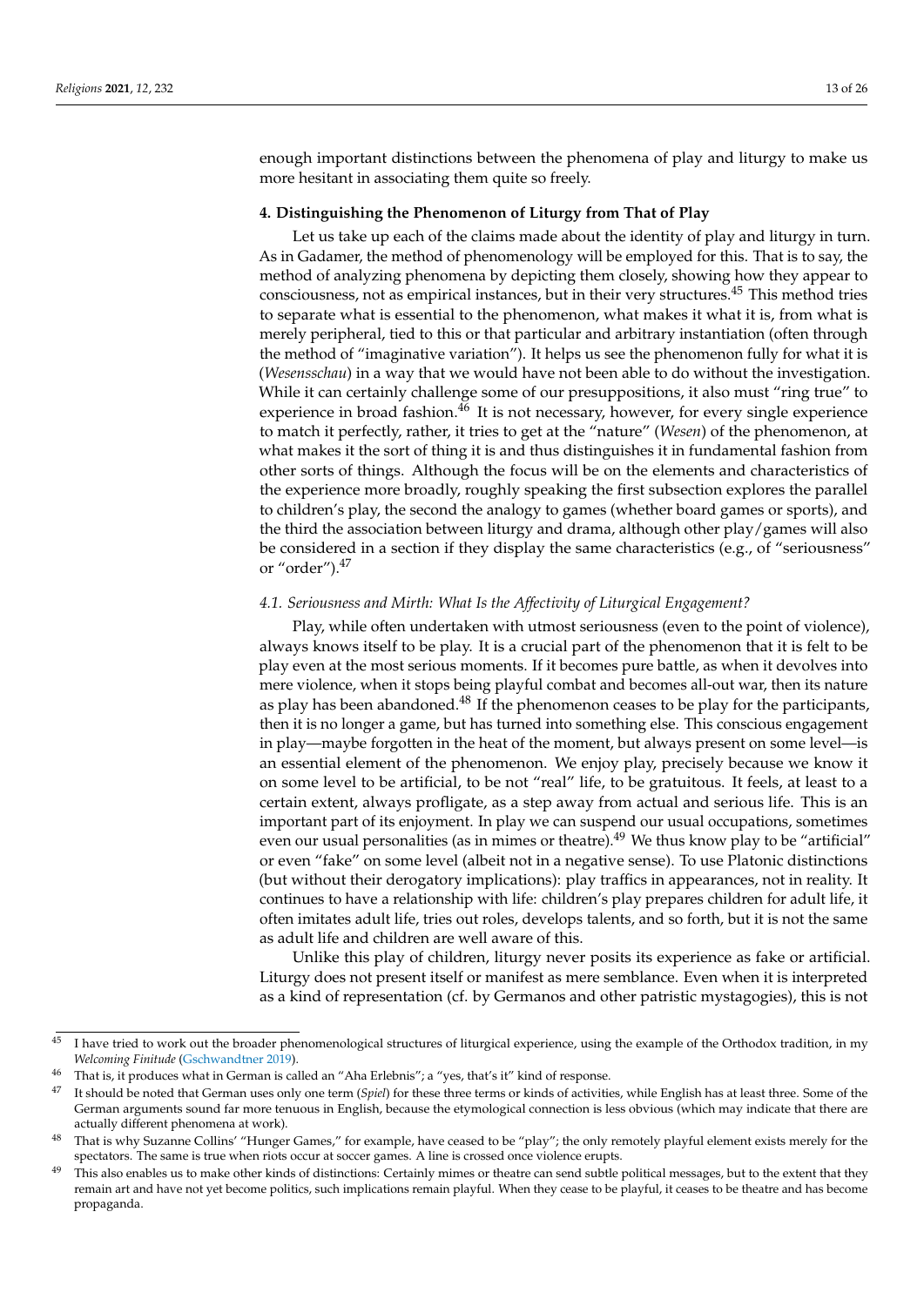enough important distinctions between the phenomena of play and liturgy to make us more hesitant in associating them quite so freely.

## 4. Distinguishing the Phenomenon of Liturgy from That of Play

Let us take up each of the claims made about the identity of play and liturgy in turn. As in Gadamer, the method of phenomenology will be employed for this. That is to say, the method of analyzing phenomena by depicting them closely, showing how they appear to consciousness, not as empirical instances, but in their very structures.[45] This method tries to separate what is essential to the phenomenon, what makes it what it is, from what is merely peripheral, tied to this or that particular and arbitrary instantiation (often through the method of "imaginative variation"). It helps us see the phenomenon fully for what it is (*Wesensschau*) in a way that we would have not been able to do without the investigation. While it can certainly challenge some of our presuppositions, it also must "ring true" to experience in broad fashion.[46] It is not necessary, however, for every single experience to match it perfectly, rather, it tries to get at the "nature" (*Wesen*) of the phenomenon, at what makes it the sort of thing it is and thus distinguishes it in fundamental fashion from other sorts of things. Although the focus will be on the elements and characteristics of the experience more broadly, roughly speaking the first subsection explores the parallel to children's play, the second the analogy to games (whether board games or sports), and the third the association between liturgy and drama, although other play/games will also be considered in a section if they display the same characteristics (e.g., of "seriousness" or "order").[47]

### *4.1. Seriousness and Mirth: What Is the Affectivity of Liturgical Engagement?*

Play, while often undertaken with utmost seriousness (even to the point of violence), always knows itself to be play. It is a crucial part of the phenomenon that it is felt to be play even at the most serious moments. If it becomes pure battle, as when it devolves into mere violence, when it stops being playful combat and becomes all-out war, then its nature as play has been abandoned.[48] If the phenomenon ceases to be play for the participants, then it is no longer a game, but has turned into something else. This conscious engagement in play—maybe forgotten in the heat of the moment, but always present on some level—is an essential element of the phenomenon. We enjoy play, precisely because we know it on some level to be artificial, to be not "real" life, to be gratuitous. It feels, at least to a certain extent, always profligate, as a step away from actual and serious life. This is an important part of its enjoyment. In play we can suspend our usual occupations, sometimes even our usual personalities (as in mimes or theatre).[49] We thus know play to be "artificial" or even "fake" on some level (albeit not in a negative sense). To use Platonic distinctions (but without their derogatory implications): play traffics in appearances, not in reality. It continues to have a relationship with life: children's play prepares children for adult life, it often imitates adult life, tries out roles, develops talents, and so forth, but it is not the same as adult life and children are well aware of this.

Unlike this play of children, liturgy never posits its experience as fake or artificial. Liturgy does not present itself or manifest as mere semblance. Even when it is interpreted as a kind of representation (cf. by Germanos and other patristic mystagogies), this is not

---

[45] I have tried to work out the broader phenomenological structures of liturgical experience, using the example of the Orthodox tradition, in my *Welcoming Finitude* (Gschwandtner 2019).

[46] That is, it produces what in German is called an "Aha Erlebnis"; a "yes, that's it" kind of response.

[47] It should be noted that German uses only one term (*Spiel*) for these three terms or kinds of activities, while English has at least three. Some of the German arguments sound far more tenuous in English, because the etymological connection is less obvious (which may indicate that there are actually different phenomena at work).

[48] That is why Suzanne Collins' "Hunger Games," for example, have ceased to be "play"; the only remotely playful element exists merely for the spectators. The same is true when riots occur at soccer games. A line is crossed once violence erupts.

[49] This also enables us to make other kinds of distinctions: Certainly mimes or theatre can send subtle political messages, but to the extent that they remain art and have not yet become politics, such implications remain playful. When they cease to be playful, it ceases to be theatre and has become propaganda.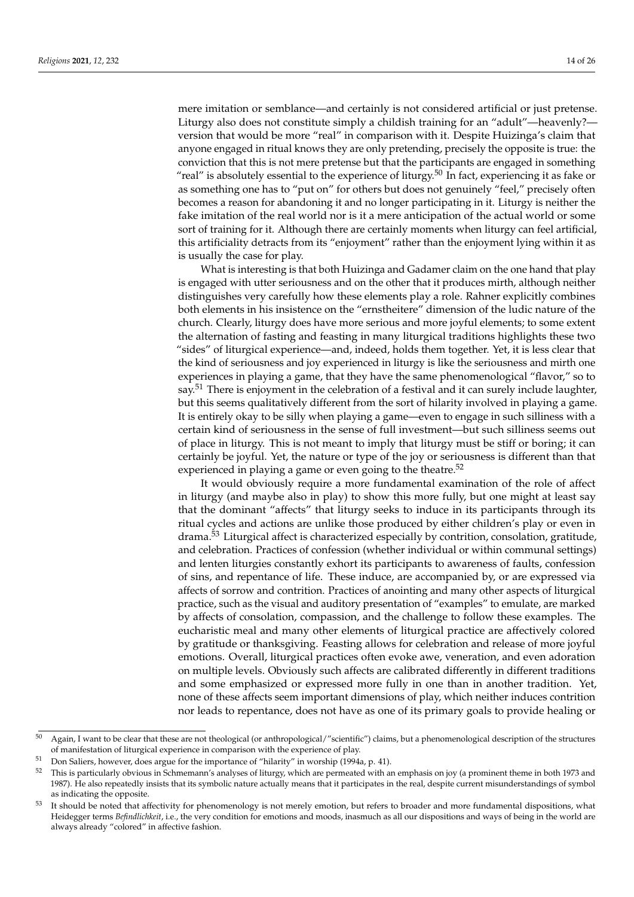mere imitation or semblance—and certainly is not considered artificial or just pretense. Liturgy also does not constitute simply a childish training for an "adult"—heavenly?—version that would be more "real" in comparison with it. Despite Huizinga's claim that anyone engaged in ritual knows they are only pretending, precisely the opposite is true: the conviction that this is not mere pretense but that the participants are engaged in something "real" is absolutely essential to the experience of liturgy.[50] In fact, experiencing it as fake or as something one has to "put on" for others but does not genuinely "feel," precisely often becomes a reason for abandoning it and no longer participating in it. Liturgy is neither the fake imitation of the real world nor is it a mere anticipation of the actual world or some sort of training for it. Although there are certainly moments when liturgy can feel artificial, this artificiality detracts from its "enjoyment" rather than the enjoyment lying within it as is usually the case for play.

What is interesting is that both Huizinga and Gadamer claim on the one hand that play is engaged with utter seriousness and on the other that it produces mirth, although neither distinguishes very carefully how these elements play a role. Rahner explicitly combines both elements in his insistence on the "ernstheitere" dimension of the ludic nature of the church. Clearly, liturgy does have more serious and more joyful elements; to some extent the alternation of fasting and feasting in many liturgical traditions highlights these two "sides" of liturgical experience—and, indeed, holds them together. Yet, it is less clear that the kind of seriousness and joy experienced in liturgy is like the seriousness and mirth one experiences in playing a game, that they have the same phenomenological "flavor," so to say.[51] There is enjoyment in the celebration of a festival and it can surely include laughter, but this seems qualitatively different from the sort of hilarity involved in playing a game. It is entirely okay to be silly when playing a game—even to engage in such silliness with a certain kind of seriousness in the sense of full investment—but such silliness seems out of place in liturgy. This is not meant to imply that liturgy must be stiff or boring; it can certainly be joyful. Yet, the nature or type of the joy or seriousness is different than that experienced in playing a game or even going to the theatre.[52]

It would obviously require a more fundamental examination of the role of affect in liturgy (and maybe also in play) to show this more fully, but one might at least say that the dominant "affects" that liturgy seeks to induce in its participants through its ritual cycles and actions are unlike those produced by either children's play or even in drama.[53] Liturgical affect is characterized especially by contrition, consolation, gratitude, and celebration. Practices of confession (whether individual or within communal settings) and lenten liturgies constantly exhort its participants to awareness of faults, confession of sins, and repentance of life. These induce, are accompanied by, or are expressed via affects of sorrow and contrition. Practices of anointing and many other aspects of liturgical practice, such as the visual and auditory presentation of "examples" to emulate, are marked by affects of consolation, compassion, and the challenge to follow these examples. The eucharistic meal and many other elements of liturgical practice are affectively colored by gratitude or thanksgiving. Feasting allows for celebration and release of more joyful emotions. Overall, liturgical practices often evoke awe, veneration, and even adoration on multiple levels. Obviously such affects are calibrated differently in different traditions and some emphasized or expressed more fully in one than in another tradition. Yet, none of these affects seem important dimensions of play, which neither induces contrition nor leads to repentance, does not have as one of its primary goals to provide healing or

---

[50] Again, I want to be clear that these are not theological (or anthropological/"scientific") claims, but a phenomenological description of the structures of manifestation of liturgical experience in comparison with the experience of play.

[51] Don Saliers, however, does argue for the importance of "hilarity" in worship (1994a, p. 41).

[52] This is particularly obvious in Schmemann's analyses of liturgy, which are permeated with an emphasis on joy (a prominent theme in both 1973 and 1987). He also repeatedly insists that its symbolic nature actually means that it participates in the real, despite current misunderstandings of symbol as indicating the opposite.

[53] It should be noted that affectivity for phenomenology is not merely emotion, but refers to broader and more fundamental dispositions, what Heidegger terms *Befindlichkeit*, i.e., the very condition for emotions and moods, inasmuch as all our dispositions and ways of being in the world are always already "colored" in affective fashion.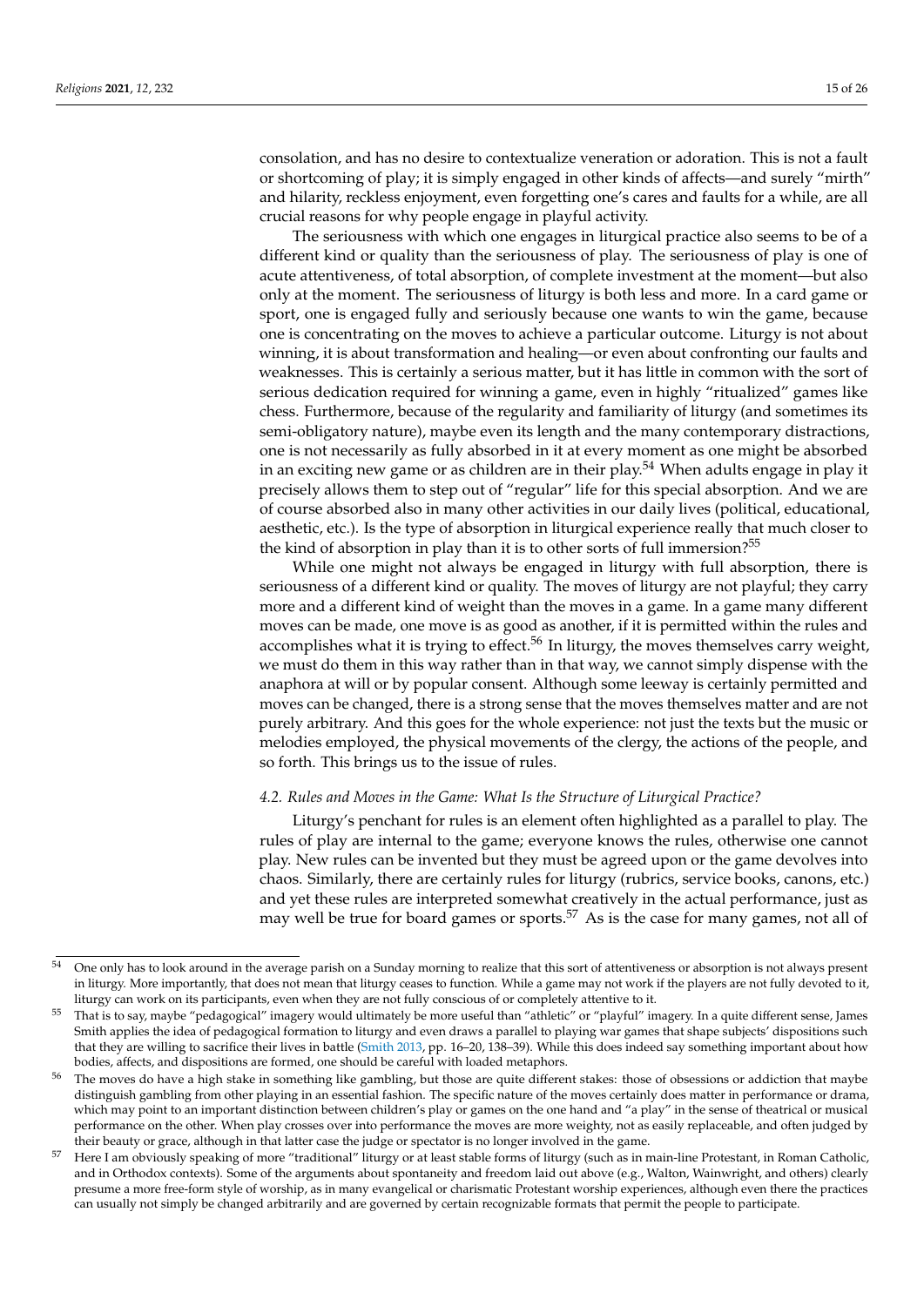consolation, and has no desire to contextualize veneration or adoration. This is not a fault or shortcoming of play; it is simply engaged in other kinds of affects—and surely "mirth" and hilarity, reckless enjoyment, even forgetting one's cares and faults for a while, are all crucial reasons for why people engage in playful activity.

The seriousness with which one engages in liturgical practice also seems to be of a different kind or quality than the seriousness of play. The seriousness of play is one of acute attentiveness, of total absorption, of complete investment at the moment—but also only at the moment. The seriousness of liturgy is both less and more. In a card game or sport, one is engaged fully and seriously because one wants to win the game, because one is concentrating on the moves to achieve a particular outcome. Liturgy is not about winning, it is about transformation and healing—or even about confronting our faults and weaknesses. This is certainly a serious matter, but it has little in common with the sort of serious dedication required for winning a game, even in highly "ritualized" games like chess. Furthermore, because of the regularity and familiarity of liturgy (and sometimes its semi-obligatory nature), maybe even its length and the many contemporary distractions, one is not necessarily as fully absorbed in it at every moment as one might be absorbed in an exciting new game or as children are in their play.[54] When adults engage in play it precisely allows them to step out of "regular" life for this special absorption. And we are of course absorbed also in many other activities in our daily lives (political, educational, aesthetic, etc.). Is the type of absorption in liturgical experience really that much closer to the kind of absorption in play than it is to other sorts of full immersion?[55]

While one might not always be engaged in liturgy with full absorption, there is seriousness of a different kind or quality. The moves of liturgy are not playful; they carry more and a different kind of weight than the moves in a game. In a game many different moves can be made, one move is as good as another, if it is permitted within the rules and accomplishes what it is trying to effect.[56] In liturgy, the moves themselves carry weight, we must do them in this way rather than in that way, we cannot simply dispense with the anaphora at will or by popular consent. Although some leeway is certainly permitted and moves can be changed, there is a strong sense that the moves themselves matter and are not purely arbitrary. And this goes for the whole experience: not just the texts but the music or melodies employed, the physical movements of the clergy, the actions of the people, and so forth. This brings us to the issue of rules.

### *4.2. Rules and Moves in the Game: What Is the Structure of Liturgical Practice?*

Liturgy's penchant for rules is an element often highlighted as a parallel to play. The rules of play are internal to the game; everyone knows the rules, otherwise one cannot play. New rules can be invented but they must be agreed upon or the game devolves into chaos. Similarly, there are certainly rules for liturgy (rubrics, service books, canons, etc.) and yet these rules are interpreted somewhat creatively in the actual performance, just as may well be true for board games or sports.[57] As is the case for many games, not all of

---

[54] One only has to look around in the average parish on a Sunday morning to realize that this sort of attentiveness or absorption is not always present in liturgy. More importantly, that does not mean that liturgy ceases to function. While a game may not work if the players are not fully devoted to it, liturgy can work on its participants, even when they are not fully conscious of or completely attentive to it.

[55] That is to say, maybe "pedagogical" imagery would ultimately be more useful than "athletic" or "playful" imagery. In a quite different sense, James Smith applies the idea of pedagogical formation to liturgy and even draws a parallel to playing war games that shape subjects' dispositions such that they are willing to sacrifice their lives in battle (Smith 2013, pp. 16–20, 138–39). While this does indeed say something important about how bodies, affects, and dispositions are formed, one should be careful with loaded metaphors.

[56] The moves do have a high stake in something like gambling, but those are quite different stakes: those of obsessions or addiction that maybe distinguish gambling from other playing in an essential fashion. The specific nature of the moves certainly does matter in performance or drama, which may point to an important distinction between children's play or games on the one hand and "a play" in the sense of theatrical or musical performance on the other. When play crosses over into performance the moves are more weighty, not as easily replaceable, and often judged by their beauty or grace, although in that latter case the judge or spectator is no longer involved in the game.

[57] Here I am obviously speaking of more "traditional" liturgy or at least stable forms of liturgy (such as in main-line Protestant, in Roman Catholic, and in Orthodox contexts). Some of the arguments about spontaneity and freedom laid out above (e.g., Walton, Wainwright, and others) clearly presume a more free-form style of worship, as in many evangelical or charismatic Protestant worship experiences, although even there the practices can usually not simply be changed arbitrarily and are governed by certain recognizable formats that permit the people to participate.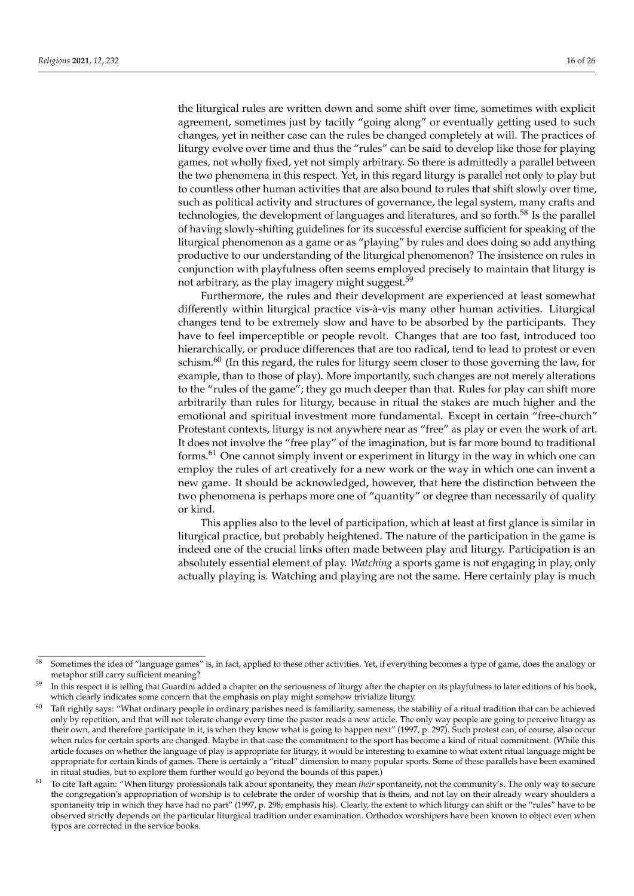the liturgical rules are written down and some shift over time, sometimes with explicit agreement, sometimes just by tacitly "going along" or eventually getting used to such changes, yet in neither case can the rules be changed completely at will. The practices of liturgy evolve over time and thus the "rules" can be said to develop like those for playing games, not wholly fixed, yet not simply arbitrary. So there is admittedly a parallel between the two phenomena in this respect. Yet, in this regard liturgy is parallel not only to play but to countless other human activities that are also bound to rules that shift slowly over time, such as political activity and structures of governance, the legal system, many crafts and technologies, the development of languages and literatures, and so forth.[58] Is the parallel of having slowly-shifting guidelines for its successful exercise sufficient for speaking of the liturgical phenomenon as a game or as "playing" by rules and does doing so add anything productive to our understanding of the liturgical phenomenon? The insistence on rules in conjunction with playfulness often seems employed precisely to maintain that liturgy is not arbitrary, as the play imagery might suggest.[59]

Furthermore, the rules and their development are experienced at least somewhat differently within liturgical practice vis-à-vis many other human activities. Liturgical changes tend to be extremely slow and have to be absorbed by the participants. They have to feel imperceptible or people revolt. Changes that are too fast, introduced too hierarchically, or produce differences that are too radical, tend to lead to protest or even schism.[60] (In this regard, the rules for liturgy seem closer to those governing the law, for example, than to those of play). More importantly, such changes are not merely alterations to the "rules of the game"; they go much deeper than that. Rules for play can shift more arbitrarily than rules for liturgy, because in ritual the stakes are much higher and the emotional and spiritual investment more fundamental. Except in certain "free-church" Protestant contexts, liturgy is not anywhere near as "free" as play or even the work of art. It does not involve the "free play" of the imagination, but is far more bound to traditional forms.[61] One cannot simply invent or experiment in liturgy in the way in which one can employ the rules of art creatively for a new work or the way in which one can invent a new game. It should be acknowledged, however, that here the distinction between the two phenomena is perhaps more one of "quantity" or degree than necessarily of quality or kind.

This applies also to the level of participation, which at least at first glance is similar in liturgical practice, but probably heightened. The nature of the participation in the game is indeed one of the crucial links often made between play and liturgy. Participation is an absolutely essential element of play. *Watching* a sports game is not engaging in play, only actually playing is. Watching and playing are not the same. Here certainly play is much

---

[58] Sometimes the idea of "language games" is, in fact, applied to these other activities. Yet, if everything becomes a type of game, does the analogy or metaphor still carry sufficient meaning?

[59] In this respect it is telling that Guardini added a chapter on the seriousness of liturgy after the chapter on its playfulness to later editions of his book, which clearly indicates some concern that the emphasis on play might somehow trivialize liturgy.

[60] Taft rightly says: "What ordinary people in ordinary parishes need is familiarity, sameness, the stability of a ritual tradition that can be achieved only by repetition, and that will not tolerate change every time the pastor reads a new article. The only way people are going to perceive liturgy as their own, and therefore participate in it, is when they know what is going to happen next" (1997, p. 297). Such protest can, of course, also occur when rules for certain sports are changed. Maybe in that case the commitment to the sport has become a kind of ritual commitment. (While this article focuses on whether the language of play is appropriate for liturgy, it would be interesting to examine to what extent ritual language might be appropriate for certain kinds of games. There is certainly a "ritual" dimension to many popular sports. Some of these parallels have been examined in ritual studies, but to explore them further would go beyond the bounds of this paper.)

[61] To cite Taft again: "When liturgy professionals talk about spontaneity, they mean *their* spontaneity, not the community's. The only way to secure the congregation's appropriation of worship is to celebrate the order of worship that is theirs, and not lay on their already weary shoulders a spontaneity trip in which they have had no part" (1997, p. 298; emphasis his). Clearly, the extent to which liturgy can shift or the "rules" have to be observed strictly depends on the particular liturgical tradition under examination. Orthodox worshipers have been known to object even when typos are corrected in the service books.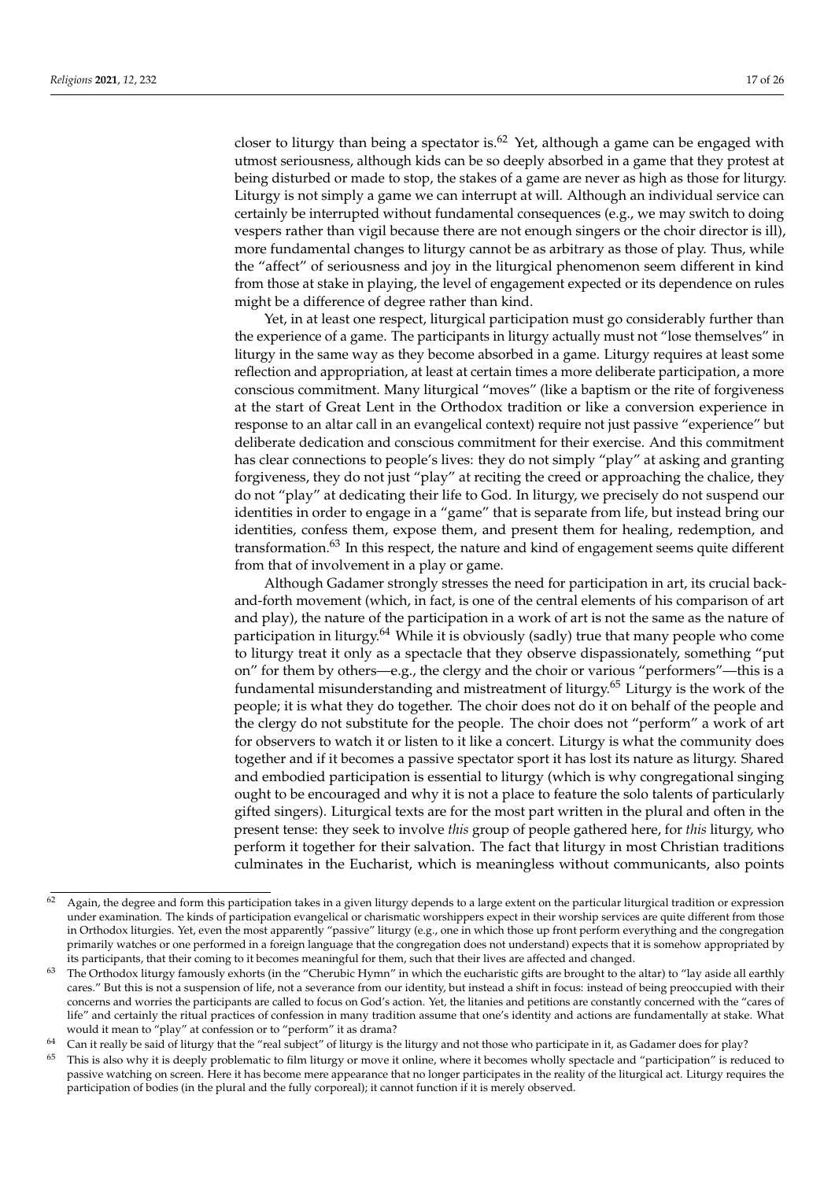closer to liturgy than being a spectator is.[62] Yet, although a game can be engaged with utmost seriousness, although kids can be so deeply absorbed in a game that they protest at being disturbed or made to stop, the stakes of a game are never as high as those for liturgy. Liturgy is not simply a game we can interrupt at will. Although an individual service can certainly be interrupted without fundamental consequences (e.g., we may switch to doing vespers rather than vigil because there are not enough singers or the choir director is ill), more fundamental changes to liturgy cannot be as arbitrary as those of play. Thus, while the "affect" of seriousness and joy in the liturgical phenomenon seem different in kind from those at stake in playing, the level of engagement expected or its dependence on rules might be a difference of degree rather than kind.

Yet, in at least one respect, liturgical participation must go considerably further than the experience of a game. The participants in liturgy actually must not "lose themselves" in liturgy in the same way as they become absorbed in a game. Liturgy requires at least some reflection and appropriation, at least at certain times a more deliberate participation, a more conscious commitment. Many liturgical "moves" (like a baptism or the rite of forgiveness at the start of Great Lent in the Orthodox tradition or like a conversion experience in response to an altar call in an evangelical context) require not just passive "experience" but deliberate dedication and conscious commitment for their exercise. And this commitment has clear connections to people's lives: they do not simply "play" at asking and granting forgiveness, they do not just "play" at reciting the creed or approaching the chalice, they do not "play" at dedicating their life to God. In liturgy, we precisely do not suspend our identities in order to engage in a "game" that is separate from life, but instead bring our identities, confess them, expose them, and present them for healing, redemption, and transformation.[63] In this respect, the nature and kind of engagement seems quite different from that of involvement in a play or game.

Although Gadamer strongly stresses the need for participation in art, its crucial back-and-forth movement (which, in fact, is one of the central elements of his comparison of art and play), the nature of the participation in a work of art is not the same as the nature of participation in liturgy.[64] While it is obviously (sadly) true that many people who come to liturgy treat it only as a spectacle that they observe dispassionately, something "put on" for them by others—e.g., the clergy and the choir or various "performers"—this is a fundamental misunderstanding and mistreatment of liturgy.[65] Liturgy is the work of the people; it is what they do together. The choir does not do it on behalf of the people and the clergy do not substitute for the people. The choir does not "perform" a work of art for observers to watch it or listen to it like a concert. Liturgy is what the community does together and if it becomes a passive spectator sport it has lost its nature as liturgy. Shared and embodied participation is essential to liturgy (which is why congregational singing ought to be encouraged and why it is not a place to feature the solo talents of particularly gifted singers). Liturgical texts are for the most part written in the plural and often in the present tense: they seek to involve *this* group of people gathered here, for *this* liturgy, who perform it together for their salvation. The fact that liturgy in most Christian traditions culminates in the Eucharist, which is meaningless without communicants, also points

---

[62] Again, the degree and form this participation takes in a given liturgy depends to a large extent on the particular liturgical tradition or expression under examination. The kinds of participation evangelical or charismatic worshippers expect in their worship services are quite different from those in Orthodox liturgies. Yet, even the most apparently "passive" liturgy (e.g., one in which those up front perform everything and the congregation primarily watches or one performed in a foreign language that the congregation does not understand) expects that it is somehow appropriated by its participants, that their coming to it becomes meaningful for them, such that their lives are affected and changed.

[63] The Orthodox liturgy famously exhorts (in the "Cherubic Hymn" in which the eucharistic gifts are brought to the altar) to "lay aside all earthly cares." But this is not a suspension of life, not a severance from our identity, but instead a shift in focus: instead of being preoccupied with their concerns and worries the participants are called to focus on God's action. Yet, the litanies and petitions are constantly concerned with the "cares of life" and certainly the ritual practices of confession in many tradition assume that one's identity and actions are fundamentally at stake. What would it mean to "play" at confession or to "perform" it as drama?

[64] Can it really be said of liturgy that the "real subject" of liturgy is the liturgy and not those who participate in it, as Gadamer does for play?

[65] This is also why it is deeply problematic to film liturgy or move it online, where it becomes wholly spectacle and "participation" is reduced to passive watching on screen. Here it has become mere appearance that no longer participates in the reality of the liturgical act. Liturgy requires the participation of bodies (in the plural and the fully corporeal); it cannot function if it is merely observed.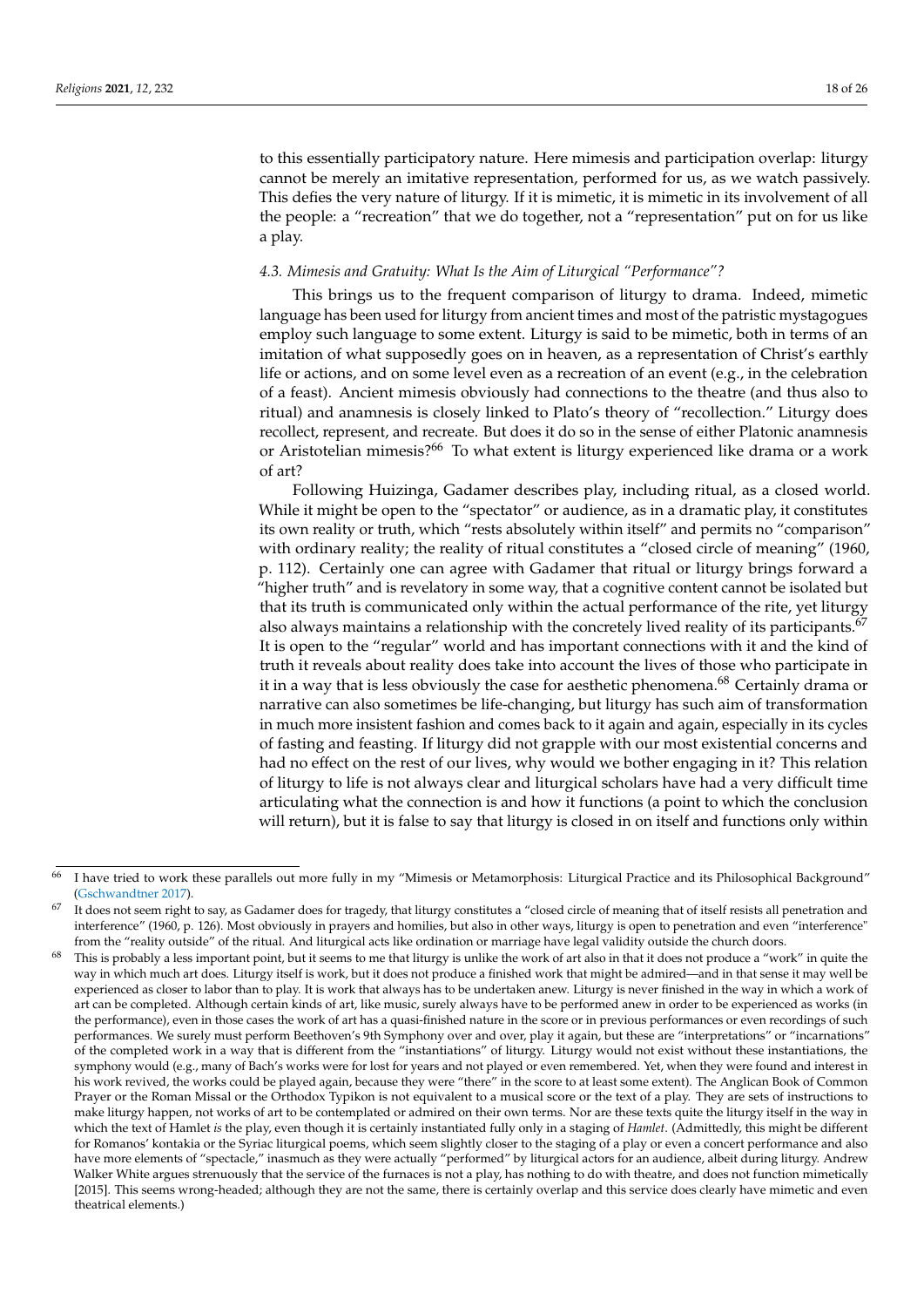to this essentially participatory nature. Here mimesis and participation overlap: liturgy cannot be merely an imitative representation, performed for us, as we watch passively. This defies the very nature of liturgy. If it is mimetic, it is mimetic in its involvement of all the people: a "recreation" that we do together, not a "representation" put on for us like a play.

### *4.3. Mimesis and Gratuity: What Is the Aim of Liturgical "Performance"?*

This brings us to the frequent comparison of liturgy to drama. Indeed, mimetic language has been used for liturgy from ancient times and most of the patristic mystagogues employ such language to some extent. Liturgy is said to be mimetic, both in terms of an imitation of what supposedly goes on in heaven, as a representation of Christ's earthly life or actions, and on some level even as a recreation of an event (e.g., in the celebration of a feast). Ancient mimesis obviously had connections to the theatre (and thus also to ritual) and anamnesis is closely linked to Plato's theory of "recollection." Liturgy does recollect, represent, and recreate. But does it do so in the sense of either Platonic anamnesis or Aristotelian mimesis?[66] To what extent is liturgy experienced like drama or a work of art?

Following Huizinga, Gadamer describes play, including ritual, as a closed world. While it might be open to the "spectator" or audience, as in a dramatic play, it constitutes its own reality or truth, which "rests absolutely within itself" and permits no "comparison" with ordinary reality; the reality of ritual constitutes a "closed circle of meaning" (1960, p. 112). Certainly one can agree with Gadamer that ritual or liturgy brings forward a "higher truth" and is revelatory in some way, that a cognitive content cannot be isolated but that its truth is communicated only within the actual performance of the rite, yet liturgy also always maintains a relationship with the concretely lived reality of its participants.[67] It is open to the "regular" world and has important connections with it and the kind of truth it reveals about reality does take into account the lives of those who participate in it in a way that is less obviously the case for aesthetic phenomena.[68] Certainly drama or narrative can also sometimes be life-changing, but liturgy has such aim of transformation in much more insistent fashion and comes back to it again and again, especially in its cycles of fasting and feasting. If liturgy did not grapple with our most existential concerns and had no effect on the rest of our lives, why would we bother engaging in it? This relation of liturgy to life is not always clear and liturgical scholars have had a very difficult time articulating what the connection is and how it functions (a point to which the conclusion will return), but it is false to say that liturgy is closed in on itself and functions only within

---

[66] I have tried to work these parallels out more fully in my "Mimesis or Metamorphosis: Liturgical Practice and its Philosophical Background" (Gschwandtner 2017).

[67] It does not seem right to say, as Gadamer does for tragedy, that liturgy constitutes a "closed circle of meaning that of itself resists all penetration and interference" (1960, p. 126). Most obviously in prayers and homilies, but also in other ways, liturgy is open to penetration and even "interference" from the "reality outside" of the ritual. And liturgical acts like ordination or marriage have legal validity outside the church doors.

[68] This is probably a less important point, but it seems to me that liturgy is unlike the work of art also in that it does not produce a "work" in quite the way in which much art does. Liturgy itself is work, but it does not produce a finished work that might be admired—and in that sense it may well be experienced as closer to labor than to play. It is work that always has to be undertaken anew. Liturgy is never finished in the way in which a work of art can be completed. Although certain kinds of art, like music, surely always have to be performed anew in order to be experienced as works (in the performance), even in those cases the work of art has a quasi-finished nature in the score or in previous performances or even recordings of such performances. We surely must perform Beethoven's 9th Symphony over and over, play it again, but these are "interpretations" or "incarnations" of the completed work in a way that is different from the "instantiations" of liturgy. Liturgy would not exist without these instantiations, the symphony would (e.g., many of Bach's works were for lost for years and not played or even remembered. Yet, when they were found and interest in his work revived, the works could be played again, because they were "there" in the score to at least some extent). The Anglican Book of Common Prayer or the Roman Missal or the Orthodox Typikon is not equivalent to a musical score or the text of a play. They are sets of instructions to make liturgy happen, not works of art to be contemplated or admired on their own terms. Nor are these texts quite the liturgy itself in the way in which the text of Hamlet *is* the play, even though it is certainly instantiated fully only in a staging of *Hamlet*. (Admittedly, this might be different for Romanos' kontakia or the Syriac liturgical poems, which seem slightly closer to the staging of a play or even a concert performance and also have more elements of "spectacle," inasmuch as they were actually "performed" by liturgical actors for an audience, albeit during liturgy. Andrew Walker White argues strenuously that the service of the furnaces is not a play, has nothing to do with theatre, and does not function mimetically [2015]. This seems wrong-headed; although they are not the same, there is certainly overlap and this service does clearly have mimetic and even theatrical elements.)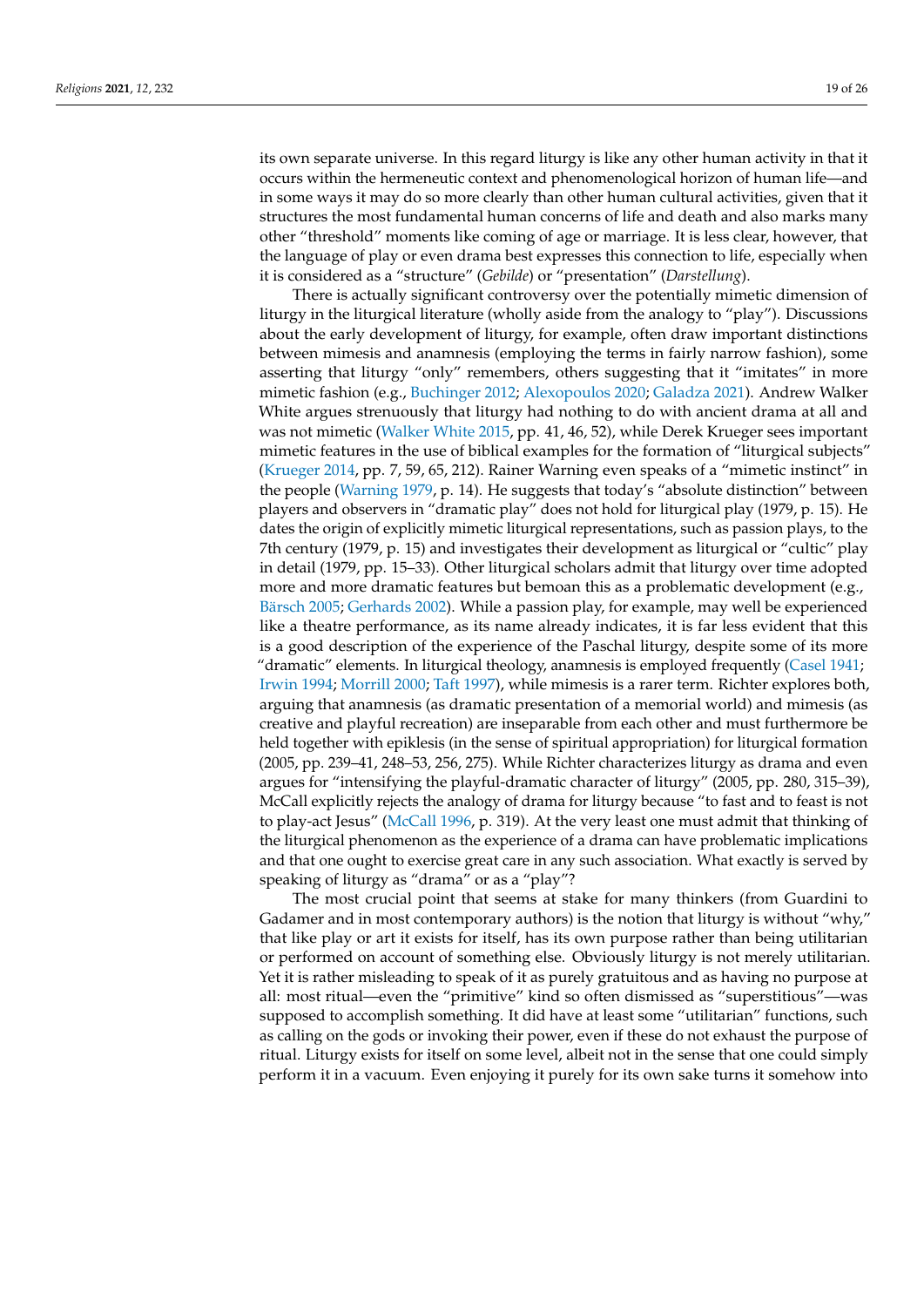its own separate universe. In this regard liturgy is like any other human activity in that it occurs within the hermeneutic context and phenomenological horizon of human life—and in some ways it may do so more clearly than other human cultural activities, given that it structures the most fundamental human concerns of life and death and also marks many other "threshold" moments like coming of age or marriage. It is less clear, however, that the language of play or even drama best expresses this connection to life, especially when it is considered as a "structure" (*Gebilde*) or "presentation" (*Darstellung*).

There is actually significant controversy over the potentially mimetic dimension of liturgy in the liturgical literature (wholly aside from the analogy to "play"). Discussions about the early development of liturgy, for example, often draw important distinctions between mimesis and anamnesis (employing the terms in fairly narrow fashion), some asserting that liturgy "only" remembers, others suggesting that it "imitates" in more mimetic fashion (e.g., Buchinger 2012; Alexopoulos 2020; Galadza 2021). Andrew Walker White argues strenuously that liturgy had nothing to do with ancient drama at all and was not mimetic (Walker White 2015, pp. 41, 46, 52), while Derek Krueger sees important mimetic features in the use of biblical examples for the formation of "liturgical subjects" (Krueger 2014, pp. 7, 59, 65, 212). Rainer Warning even speaks of a "mimetic instinct" in the people (Warning 1979, p. 14). He suggests that today's "absolute distinction" between players and observers in "dramatic play" does not hold for liturgical play (1979, p. 15). He dates the origin of explicitly mimetic liturgical representations, such as passion plays, to the 7th century (1979, p. 15) and investigates their development as liturgical or "cultic" play in detail (1979, pp. 15–33). Other liturgical scholars admit that liturgy over time adopted more and more dramatic features but bemoan this as a problematic development (e.g., Bärsch 2005; Gerhards 2002). While a passion play, for example, may well be experienced like a theatre performance, as its name already indicates, it is far less evident that this is a good description of the experience of the Paschal liturgy, despite some of its more "dramatic" elements. In liturgical theology, anamnesis is employed frequently (Casel 1941; Irwin 1994; Morrill 2000; Taft 1997), while mimesis is a rarer term. Richter explores both, arguing that anamnesis (as dramatic presentation of a memorial world) and mimesis (as creative and playful recreation) are inseparable from each other and must furthermore be held together with epiklesis (in the sense of spiritual appropriation) for liturgical formation (2005, pp. 239–41, 248–53, 256, 275). While Richter characterizes liturgy as drama and even argues for "intensifying the playful-dramatic character of liturgy" (2005, pp. 280, 315–39), McCall explicitly rejects the analogy of drama for liturgy because "to fast and to feast is not to play-act Jesus" (McCall 1996, p. 319). At the very least one must admit that thinking of the liturgical phenomenon as the experience of a drama can have problematic implications and that one ought to exercise great care in any such association. What exactly is served by speaking of liturgy as "drama" or as a "play"?

The most crucial point that seems at stake for many thinkers (from Guardini to Gadamer and in most contemporary authors) is the notion that liturgy is without "why," that like play or art it exists for itself, has its own purpose rather than being utilitarian or performed on account of something else. Obviously liturgy is not merely utilitarian. Yet it is rather misleading to speak of it as purely gratuitous and as having no purpose at all: most ritual—even the "primitive" kind so often dismissed as "superstitious"—was supposed to accomplish something. It did have at least some "utilitarian" functions, such as calling on the gods or invoking their power, even if these do not exhaust the purpose of ritual. Liturgy exists for itself on some level, albeit not in the sense that one could simply perform it in a vacuum. Even enjoying it purely for its own sake turns it somehow into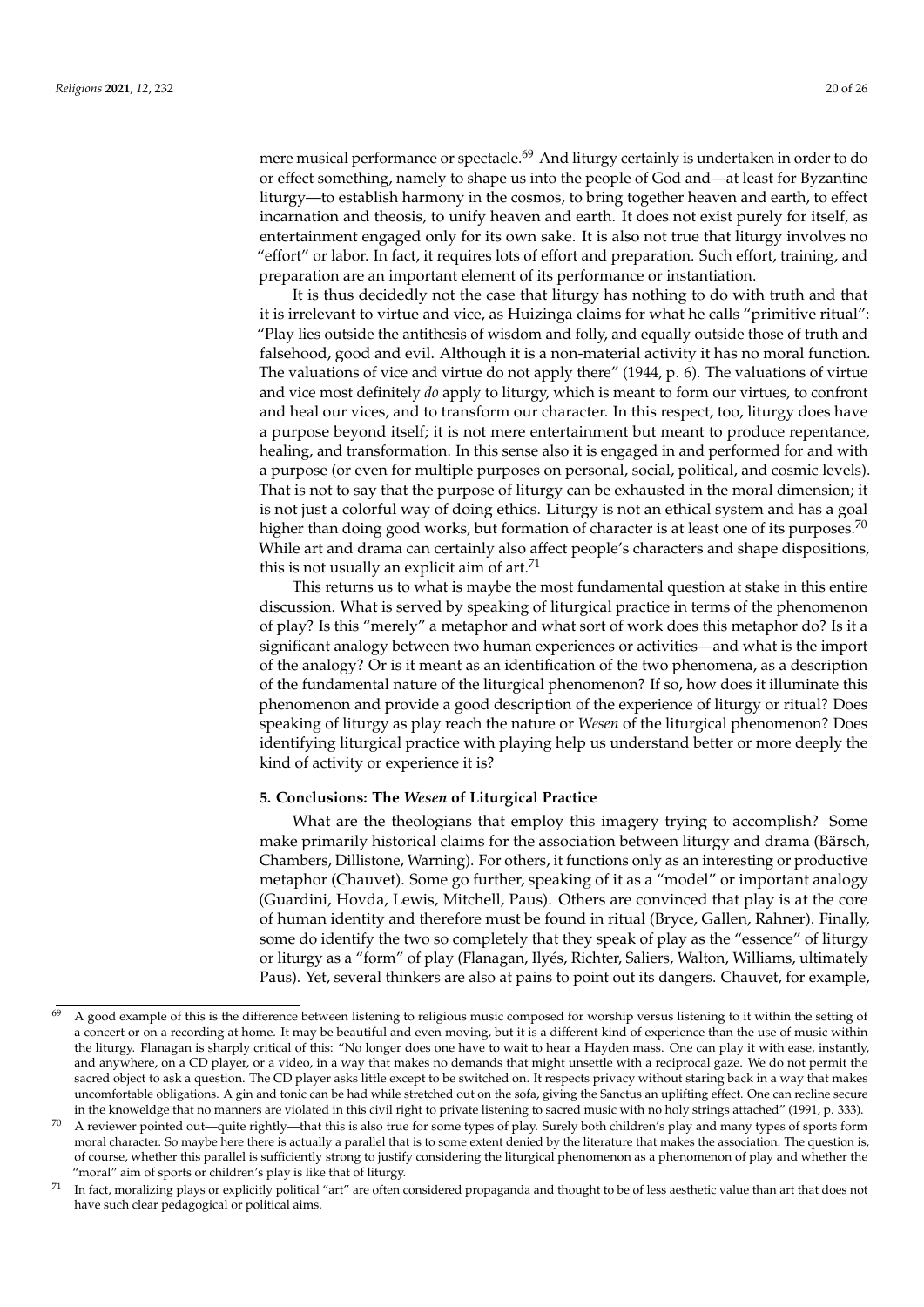mere musical performance or spectacle.[69] And liturgy certainly is undertaken in order to do or effect something, namely to shape us into the people of God and—at least for Byzantine liturgy—to establish harmony in the cosmos, to bring together heaven and earth, to effect incarnation and theosis, to unify heaven and earth. It does not exist purely for itself, as entertainment engaged only for its own sake. It is also not true that liturgy involves no "effort" or labor. In fact, it requires lots of effort and preparation. Such effort, training, and preparation are an important element of its performance or instantiation.

It is thus decidedly not the case that liturgy has nothing to do with truth and that it is irrelevant to virtue and vice, as Huizinga claims for what he calls "primitive ritual": "Play lies outside the antithesis of wisdom and folly, and equally outside those of truth and falsehood, good and evil. Although it is a non-material activity it has no moral function. The valuations of vice and virtue do not apply there" (1944, p. 6). The valuations of virtue and vice most definitely *do* apply to liturgy, which is meant to form our virtues, to confront and heal our vices, and to transform our character. In this respect, too, liturgy does have a purpose beyond itself; it is not mere entertainment but meant to produce repentance, healing, and transformation. In this sense also it is engaged in and performed for and with a purpose (or even for multiple purposes on personal, social, political, and cosmic levels). That is not to say that the purpose of liturgy can be exhausted in the moral dimension; it is not just a colorful way of doing ethics. Liturgy is not an ethical system and has a goal higher than doing good works, but formation of character is at least one of its purposes.[70] While art and drama can certainly also affect people's characters and shape dispositions, this is not usually an explicit aim of art.[71]

This returns us to what is maybe the most fundamental question at stake in this entire discussion. What is served by speaking of liturgical practice in terms of the phenomenon of play? Is this "merely" a metaphor and what sort of work does this metaphor do? Is it a significant analogy between two human experiences or activities—and what is the import of the analogy? Or is it meant as an identification of the two phenomena, as a description of the fundamental nature of the liturgical phenomenon? If so, how does it illuminate this phenomenon and provide a good description of the experience of liturgy or ritual? Does speaking of liturgy as play reach the nature or *Wesen* of the liturgical phenomenon? Does identifying liturgical practice with playing help us understand better or more deeply the kind of activity or experience it is?

## 5. Conclusions: The *Wesen* of Liturgical Practice

What are the theologians that employ this imagery trying to accomplish? Some make primarily historical claims for the association between liturgy and drama (Bärsch, Chambers, Dillistone, Warning). For others, it functions only as an interesting or productive metaphor (Chauvet). Some go further, speaking of it as a "model" or important analogy (Guardini, Hovda, Lewis, Mitchell, Paus). Others are convinced that play is at the core of human identity and therefore must be found in ritual (Bryce, Gallen, Rahner). Finally, some do identify the two so completely that they speak of play as the "essence" of liturgy or liturgy as a "form" of play (Flanagan, Ilyés, Richter, Saliers, Walton, Williams, ultimately Paus). Yet, several thinkers are also at pains to point out its dangers. Chauvet, for example,

---

[69] A good example of this is the difference between listening to religious music composed for worship versus listening to it within the setting of a concert or on a recording at home. It may be beautiful and even moving, but it is a different kind of experience than the use of music within the liturgy. Flanagan is sharply critical of this: "No longer does one have to wait to hear a Hayden mass. One can play it with ease, instantly, and anywhere, on a CD player, or a video, in a way that makes no demands that might unsettle with a reciprocal gaze. We do not permit the sacred object to ask a question. The CD player asks little except to be switched on. It respects privacy without staring back in a way that makes uncomfortable obligations. A gin and tonic can be had while stretched out on the sofa, giving the Sanctus an uplifting effect. One can recline secure in the knoweldge that no manners are violated in this civil right to private listening to sacred music with no holy strings attached" (1991, p. 333).

[70] A reviewer pointed out—quite rightly—that this is also true for some types of play. Surely both children's play and many types of sports form moral character. So maybe here there is actually a parallel that is to some extent denied by the literature that makes the association. The question is, of course, whether this parallel is sufficiently strong to justify considering the liturgical phenomenon as a phenomenon of play and whether the "moral" aim of sports or children's play is like that of liturgy.

[71] In fact, moralizing plays or explicitly political "art" are often considered propaganda and thought to be of less aesthetic value than art that does not have such clear pedagogical or political aims.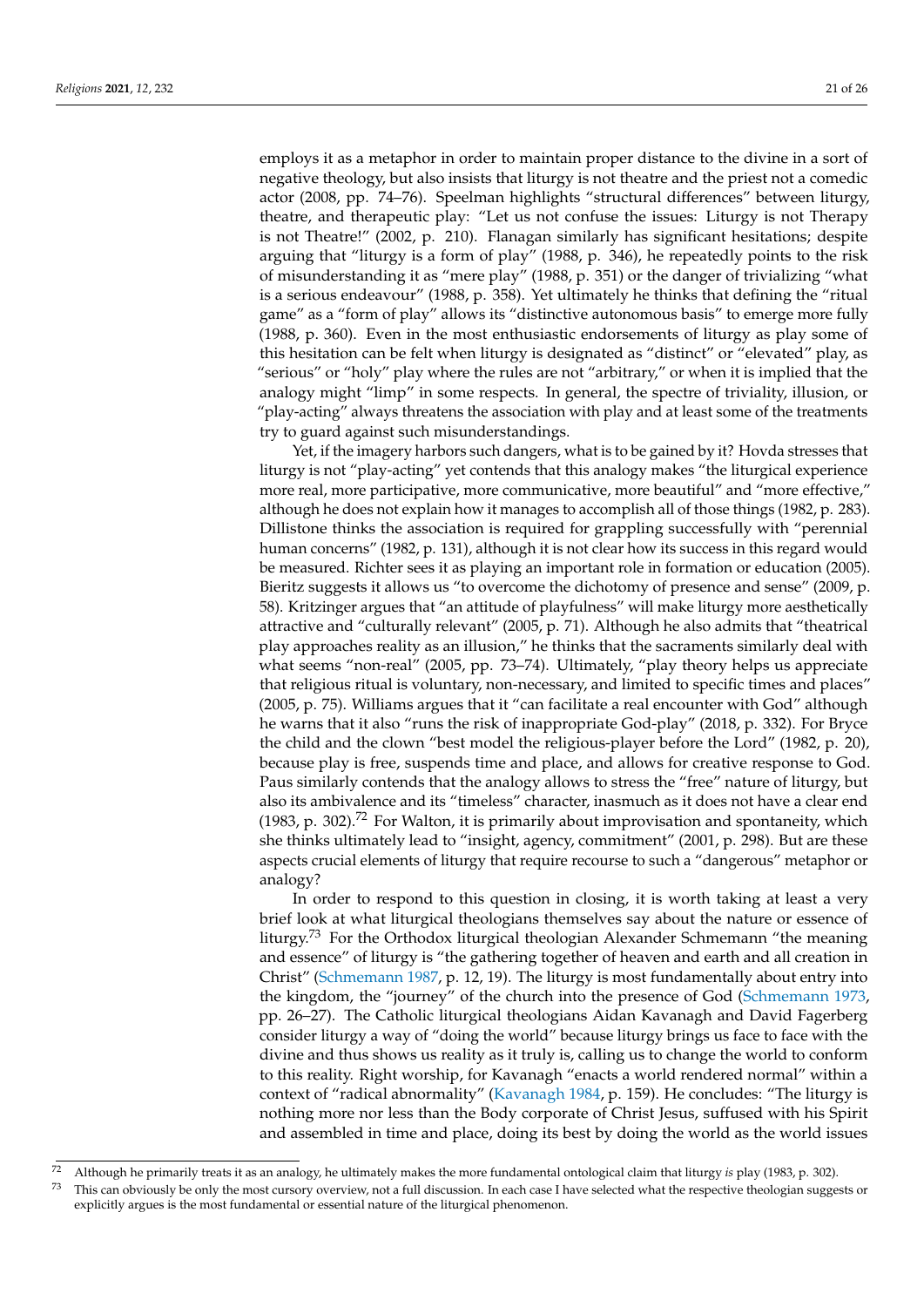employs it as a metaphor in order to maintain proper distance to the divine in a sort of negative theology, but also insists that liturgy is not theatre and the priest not a comedic actor (2008, pp. 74–76). Speelman highlights "structural differences" between liturgy, theatre, and therapeutic play: "Let us not confuse the issues: Liturgy is not Therapy is not Theatre!" (2002, p. 210). Flanagan similarly has significant hesitations; despite arguing that "liturgy is a form of play" (1988, p. 346), he repeatedly points to the risk of misunderstanding it as "mere play" (1988, p. 351) or the danger of trivializing "what is a serious endeavour" (1988, p. 358). Yet ultimately he thinks that defining the "ritual game" as a "form of play" allows its "distinctive autonomous basis" to emerge more fully (1988, p. 360). Even in the most enthusiastic endorsements of liturgy as play some of this hesitation can be felt when liturgy is designated as "distinct" or "elevated" play, as "serious" or "holy" play where the rules are not "arbitrary," or when it is implied that the analogy might "limp" in some respects. In general, the spectre of triviality, illusion, or "play-acting" always threatens the association with play and at least some of the treatments try to guard against such misunderstandings.

Yet, if the imagery harbors such dangers, what is to be gained by it? Hovda stresses that liturgy is not "play-acting" yet contends that this analogy makes "the liturgical experience more real, more participative, more communicative, more beautiful" and "more effective," although he does not explain how it manages to accomplish all of those things (1982, p. 283). Dillistone thinks the association is required for grappling successfully with "perennial human concerns" (1982, p. 131), although it is not clear how its success in this regard would be measured. Richter sees it as playing an important role in formation or education (2005). Bieritz suggests it allows us "to overcome the dichotomy of presence and sense" (2009, p. 58). Kritzinger argues that "an attitude of playfulness" will make liturgy more aesthetically attractive and "culturally relevant" (2005, p. 71). Although he also admits that "theatrical play approaches reality as an illusion," he thinks that the sacraments similarly deal with what seems "non-real" (2005, pp. 73–74). Ultimately, "play theory helps us appreciate that religious ritual is voluntary, non-necessary, and limited to specific times and places" (2005, p. 75). Williams argues that it "can facilitate a real encounter with God" although he warns that it also "runs the risk of inappropriate God-play" (2018, p. 332). For Bryce the child and the clown "best model the religious-player before the Lord" (1982, p. 20), because play is free, suspends time and place, and allows for creative response to God. Paus similarly contends that the analogy allows to stress the "free" nature of liturgy, but also its ambivalence and its "timeless" character, inasmuch as it does not have a clear end (1983, p. 302).[72] For Walton, it is primarily about improvisation and spontaneity, which she thinks ultimately lead to "insight, agency, commitment" (2001, p. 298). But are these aspects crucial elements of liturgy that require recourse to such a "dangerous" metaphor or analogy?

In order to respond to this question in closing, it is worth taking at least a very brief look at what liturgical theologians themselves say about the nature or essence of liturgy.[73] For the Orthodox liturgical theologian Alexander Schmemann "the meaning and essence" of liturgy is "the gathering together of heaven and earth and all creation in Christ" (Schmemann 1987, p. 12, 19). The liturgy is most fundamentally about entry into the kingdom, the "journey" of the church into the presence of God (Schmemann 1973, pp. 26–27). The Catholic liturgical theologians Aidan Kavanagh and David Fagerberg consider liturgy a way of "doing the world" because liturgy brings us face to face with the divine and thus shows us reality as it truly is, calling us to change the world to conform to this reality. Right worship, for Kavanagh "enacts a world rendered normal" within a context of "radical abnormality" (Kavanagh 1984, p. 159). He concludes: "The liturgy is nothing more nor less than the Body corporate of Christ Jesus, suffused with his Spirit and assembled in time and place, doing its best by doing the world as the world issues

---

[72] Although he primarily treats it as an analogy, he ultimately makes the more fundamental ontological claim that liturgy *is* play (1983, p. 302).

[73] This can obviously be only the most cursory overview, not a full discussion. In each case I have selected what the respective theologian suggests or explicitly argues is the most fundamental or essential nature of the liturgical phenomenon.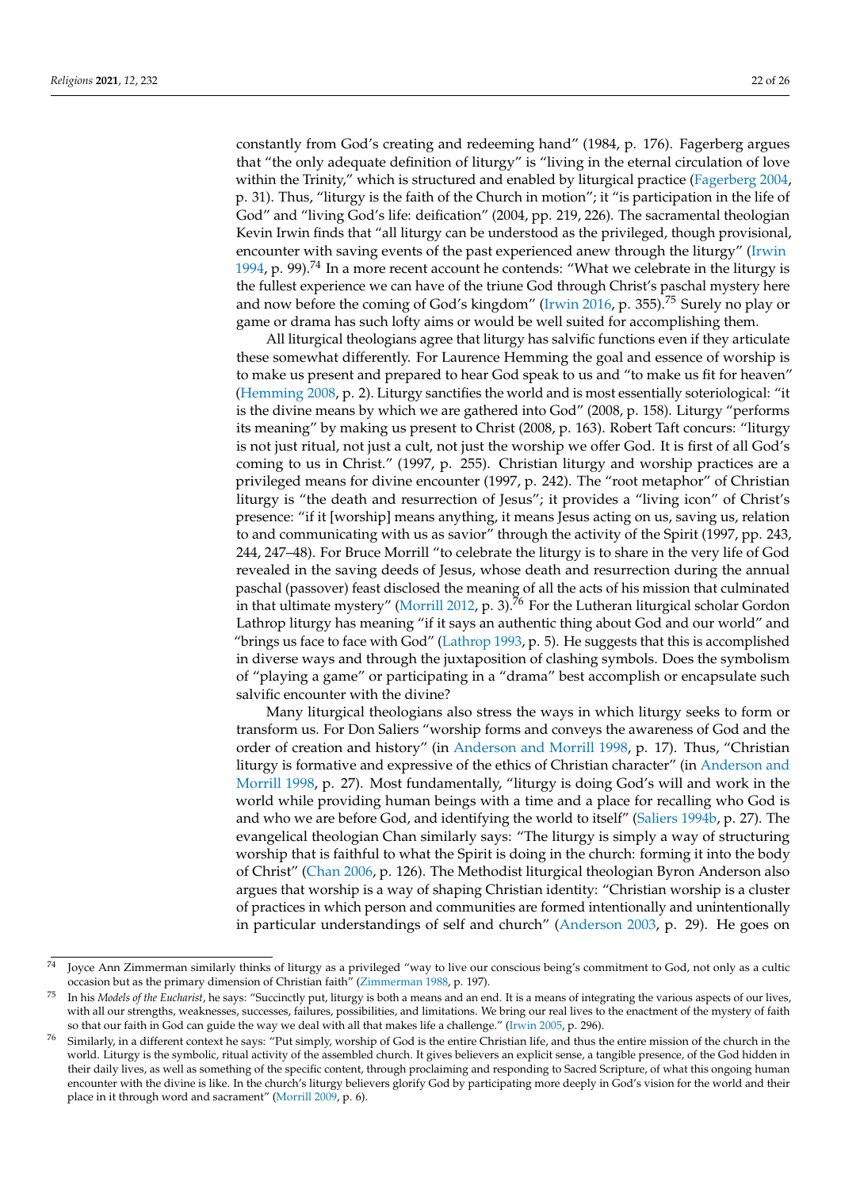constantly from God's creating and redeeming hand" (1984, p. 176). Fagerberg argues that "the only adequate definition of liturgy" is "living in the eternal circulation of love within the Trinity," which is structured and enabled by liturgical practice (Fagerberg 2004, p. 31). Thus, "liturgy is the faith of the Church in motion"; it "is participation in the life of God" and "living God's life: deification" (2004, pp. 219, 226). The sacramental theologian Kevin Irwin finds that "all liturgy can be understood as the privileged, though provisional, encounter with saving events of the past experienced anew through the liturgy" (Irwin 1994, p. 99).[74] In a more recent account he contends: "What we celebrate in the liturgy is the fullest experience we can have of the triune God through Christ's paschal mystery here and now before the coming of God's kingdom" (Irwin 2016, p. 355).[75] Surely no play or game or drama has such lofty aims or would be well suited for accomplishing them.

All liturgical theologians agree that liturgy has salvific functions even if they articulate these somewhat differently. For Laurence Hemming the goal and essence of worship is to make us present and prepared to hear God speak to us and "to make us fit for heaven" (Hemming 2008, p. 2). Liturgy sanctifies the world and is most essentially soteriological: "it is the divine means by which we are gathered into God" (2008, p. 158). Liturgy "performs its meaning" by making us present to Christ (2008, p. 163). Robert Taft concurs: "liturgy is not just ritual, not just a cult, not just the worship we offer God. It is first of all God's coming to us in Christ." (1997, p. 255). Christian liturgy and worship practices are a privileged means for divine encounter (1997, p. 242). The "root metaphor" of Christian liturgy is "the death and resurrection of Jesus"; it provides a "living icon" of Christ's presence: "if it [worship] means anything, it means Jesus acting on us, saving us, relation to and communicating with us as savior" through the activity of the Spirit (1997, pp. 243, 244, 247–48). For Bruce Morrill "to celebrate the liturgy is to share in the very life of God revealed in the saving deeds of Jesus, whose death and resurrection during the annual paschal (passover) feast disclosed the meaning of all the acts of his mission that culminated in that ultimate mystery" (Morrill 2012, p. 3).[76] For the Lutheran liturgical scholar Gordon Lathrop liturgy has meaning "if it says an authentic thing about God and our world" and "brings us face to face with God" (Lathrop 1993, p. 5). He suggests that this is accomplished in diverse ways and through the juxtaposition of clashing symbols. Does the symbolism of "playing a game" or participating in a "drama" best accomplish or encapsulate such salvific encounter with the divine?

Many liturgical theologians also stress the ways in which liturgy seeks to form or transform us. For Don Saliers "worship forms and conveys the awareness of God and the order of creation and history" (in Anderson and Morrill 1998, p. 17). Thus, "Christian liturgy is formative and expressive of the ethics of Christian character" (in Anderson and Morrill 1998, p. 27). Most fundamentally, "liturgy is doing God's will and work in the world while providing human beings with a time and a place for recalling who God is and who we are before God, and identifying the world to itself" (Saliers 1994b, p. 27). The evangelical theologian Chan similarly says: "The liturgy is simply a way of structuring worship that is faithful to what the Spirit is doing in the church: forming it into the body of Christ" (Chan 2006, p. 126). The Methodist liturgical theologian Byron Anderson also argues that worship is a way of shaping Christian identity: "Christian worship is a cluster of practices in which person and communities are formed intentionally and unintentionally in particular understandings of self and church" (Anderson 2003, p. 29). He goes on

---

[74] Joyce Ann Zimmerman similarly thinks of liturgy as a privileged "way to live our conscious being's commitment to God, not only as a cultic occasion but as the primary dimension of Christian faith" (Zimmerman 1988, p. 197).

[75] In his *Models of the Eucharist*, he says: "Succinctly put, liturgy is both a means and an end. It is a means of integrating the various aspects of our lives, with all our strengths, weaknesses, successes, failures, possibilities, and limitations. We bring our real lives to the enactment of the mystery of faith so that our faith in God can guide the way we deal with all that makes life a challenge." (Irwin 2005, p. 296).

[76] Similarly, in a different context he says: "Put simply, worship of God is the entire Christian life, and thus the entire mission of the church in the world. Liturgy is the symbolic, ritual activity of the assembled church. It gives believers an explicit sense, a tangible presence, of the God hidden in their daily lives, as well as something of the specific content, through proclaiming and responding to Sacred Scripture, of what this ongoing human encounter with the divine is like. In the church's liturgy believers glorify God by participating more deeply in God's vision for the world and their place in it through word and sacrament" (Morrill 2009, p. 6).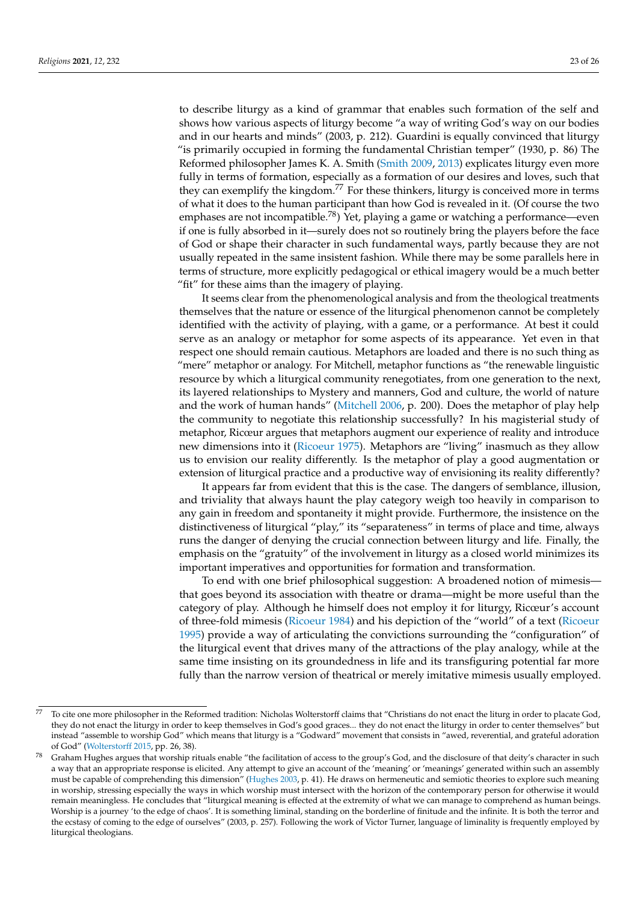to describe liturgy as a kind of grammar that enables such formation of the self and shows how various aspects of liturgy become "a way of writing God's way on our bodies and in our hearts and minds" (2003, p. 212). Guardini is equally convinced that liturgy "is primarily occupied in forming the fundamental Christian temper" (1930, p. 86) The Reformed philosopher James K. A. Smith (Smith 2009, 2013) explicates liturgy even more fully in terms of formation, especially as a formation of our desires and loves, such that they can exemplify the kingdom.[77] For these thinkers, liturgy is conceived more in terms of what it does to the human participant than how God is revealed in it. (Of course the two emphases are not incompatible.[78]) Yet, playing a game or watching a performance—even if one is fully absorbed in it—surely does not so routinely bring the players before the face of God or shape their character in such fundamental ways, partly because they are not usually repeated in the same insistent fashion. While there may be some parallels here in terms of structure, more explicitly pedagogical or ethical imagery would be a much better "fit" for these aims than the imagery of playing.

It seems clear from the phenomenological analysis and from the theological treatments themselves that the nature or essence of the liturgical phenomenon cannot be completely identified with the activity of playing, with a game, or a performance. At best it could serve as an analogy or metaphor for some aspects of its appearance. Yet even in that respect one should remain cautious. Metaphors are loaded and there is no such thing as "mere" metaphor or analogy. For Mitchell, metaphor functions as "the renewable linguistic resource by which a liturgical community renegotiates, from one generation to the next, its layered relationships to Mystery and manners, God and culture, the world of nature and the work of human hands" (Mitchell 2006, p. 200). Does the metaphor of play help the community to negotiate this relationship successfully? In his magisterial study of metaphor, Ricœur argues that metaphors augment our experience of reality and introduce new dimensions into it (Ricoeur 1975). Metaphors are "living" inasmuch as they allow us to envision our reality differently. Is the metaphor of play a good augmentation or extension of liturgical practice and a productive way of envisioning its reality differently?

It appears far from evident that this is the case. The dangers of semblance, illusion, and triviality that always haunt the play category weigh too heavily in comparison to any gain in freedom and spontaneity it might provide. Furthermore, the insistence on the distinctiveness of liturgical "play," its "separateness" in terms of place and time, always runs the danger of denying the crucial connection between liturgy and life. Finally, the emphasis on the "gratuity" of the involvement in liturgy as a closed world minimizes its important imperatives and opportunities for formation and transformation.

To end with one brief philosophical suggestion: A broadened notion of mimesis—that goes beyond its association with theatre or drama—might be more useful than the category of play. Although he himself does not employ it for liturgy, Ricœur's account of three-fold mimesis (Ricoeur 1984) and his depiction of the "world" of a text (Ricoeur 1995) provide a way of articulating the convictions surrounding the "configuration" of the liturgical event that drives many of the attractions of the play analogy, while at the same time insisting on its groundedness in life and its transfiguring potential far more fully than the narrow version of theatrical or merely imitative mimesis usually employed.

---

[77] To cite one more philosopher in the Reformed tradition: Nicholas Wolterstorff claims that "Christians do not enact the liturg in order to placate God, they do not enact the liturgy in order to keep themselves in God's good graces... they do not enact the liturgy in order to center themselves" but instead "assemble to worship God" which means that liturgy is a "Godward" movement that consists in "awed, reverential, and grateful adoration of God" (Wolterstorff 2015, pp. 26, 38).

[78] Graham Hughes argues that worship rituals enable "the facilitation of access to the group's God, and the disclosure of that deity's character in such a way that an appropriate response is elicited. Any attempt to give an account of the 'meaning' or 'meanings' generated within such an assembly must be capable of comprehending this dimension" (Hughes 2003, p. 41). He draws on hermeneutic and semiotic theories to explore such meaning in worship, stressing especially the ways in which worship must intersect with the horizon of the contemporary person for otherwise it would remain meaningless. He concludes that "liturgical meaning is effected at the extremity of what we can manage to comprehend as human beings. Worship is a journey 'to the edge of chaos'. It is something liminal, standing on the borderline of finitude and the infinite. It is both the terror and the ecstasy of coming to the edge of ourselves" (2003, p. 257). Following the work of Victor Turner, language of liminality is frequently employed by liturgical theologians.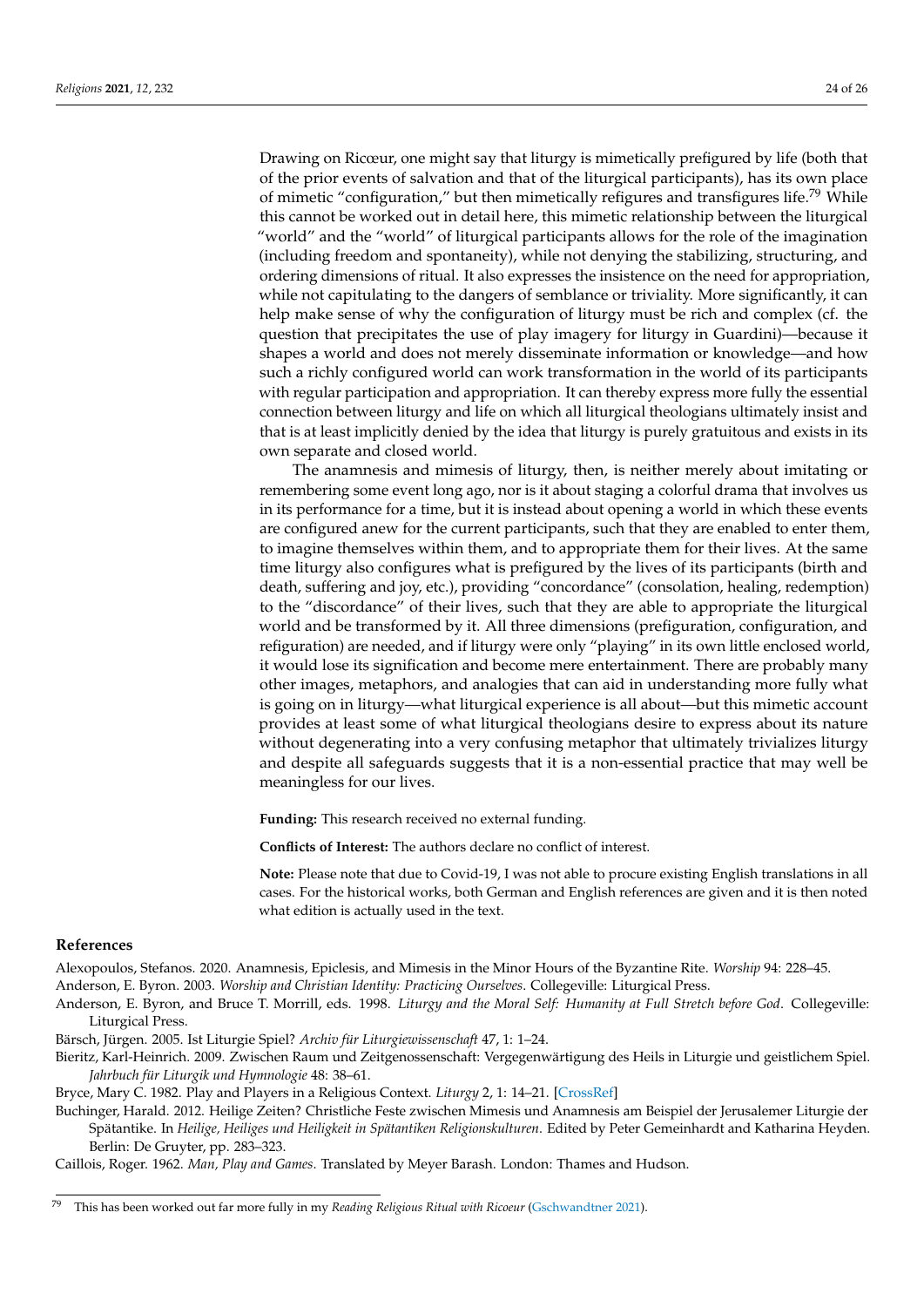Drawing on Ricœur, one might say that liturgy is mimetically prefigured by life (both that of the prior events of salvation and that of the liturgical participants), has its own place of mimetic "configuration," but then mimetically refigures and transfigures life.[79] While this cannot be worked out in detail here, this mimetic relationship between the liturgical "world" and the "world" of liturgical participants allows for the role of the imagination (including freedom and spontaneity), while not denying the stabilizing, structuring, and ordering dimensions of ritual. It also expresses the insistence on the need for appropriation, while not capitulating to the dangers of semblance or triviality. More significantly, it can help make sense of why the configuration of liturgy must be rich and complex (cf. the question that precipitates the use of play imagery for liturgy in Guardini)—because it shapes a world and does not merely disseminate information or knowledge—and how such a richly configured world can work transformation in the world of its participants with regular participation and appropriation. It can thereby express more fully the essential connection between liturgy and life on which all liturgical theologians ultimately insist and that is at least implicitly denied by the idea that liturgy is purely gratuitous and exists in its own separate and closed world.

The anamnesis and mimesis of liturgy, then, is neither merely about imitating or remembering some event long ago, nor is it about staging a colorful drama that involves us in its performance for a time, but it is instead about opening a world in which these events are configured anew for the current participants, such that they are enabled to enter them, to imagine themselves within them, and to appropriate them for their lives. At the same time liturgy also configures what is prefigured by the lives of its participants (birth and death, suffering and joy, etc.), providing "concordance" (consolation, healing, redemption) to the "discordance" of their lives, such that they are able to appropriate the liturgical world and be transformed by it. All three dimensions (prefiguration, configuration, and refiguration) are needed, and if liturgy were only "playing" in its own little enclosed world, it would lose its signification and become mere entertainment. There are probably many other images, metaphors, and analogies that can aid in understanding more fully what is going on in liturgy—what liturgical experience is all about—but this mimetic account provides at least some of what liturgical theologians desire to express about its nature without degenerating into a very confusing metaphor that ultimately trivializes liturgy and despite all safeguards suggests that it is a non-essential practice that may well be meaningless for our lives.

**Funding:** This research received no external funding.

**Conflicts of Interest:** The authors declare no conflict of interest.

**Note:** Please note that due to Covid-19, I was not able to procure existing English translations in all cases. For the historical works, both German and English references are given and it is then noted what edition is actually used in the text.

## References

Alexopoulos, Stefanos. 2020. Anamnesis, Epiclesis, and Mimesis in the Minor Hours of the Byzantine Rite. *Worship* 94: 228–45.

Anderson, E. Byron. 2003. *Worship and Christian Identity: Practicing Ourselves*. Collegeville: Liturgical Press.

Anderson, E. Byron, and Bruce T. Morrill, eds. 1998. *Liturgy and the Moral Self: Humanity at Full Stretch before God*. Collegeville: Liturgical Press.

Bärsch, Jürgen. 2005. Ist Liturgie Spiel? *Archiv für Liturgiewissenschaft* 47, 1: 1–24.

Bieritz, Karl-Heinrich. 2009. Zwischen Raum und Zeitgenossenschaft: Vergegenwärtigung des Heils in Liturgie und geistlichem Spiel. *Jahrbuch für Liturgik und Hymnologie* 48: 38–61.

Bryce, Mary C. 1982. Play and Players in a Religious Context. *Liturgy* 2, 1: 14–21. [CrossRef]

Buchinger, Harald. 2012. Heilige Zeiten? Christliche Feste zwischen Mimesis und Anamnesis am Beispiel der Jerusalemer Liturgie der Spätantike. In *Heilige, Heiliges und Heiligkeit in Spätantiken Religionskulturen*. Edited by Peter Gemeinhardt and Katharina Heyden. Berlin: De Gruyter, pp. 283–323.

Caillois, Roger. 1962. *Man, Play and Games*. Translated by Meyer Barash. London: Thames and Hudson.

---

[79] This has been worked out far more fully in my *Reading Religious Ritual with Ricoeur* (Gschwandtner 2021).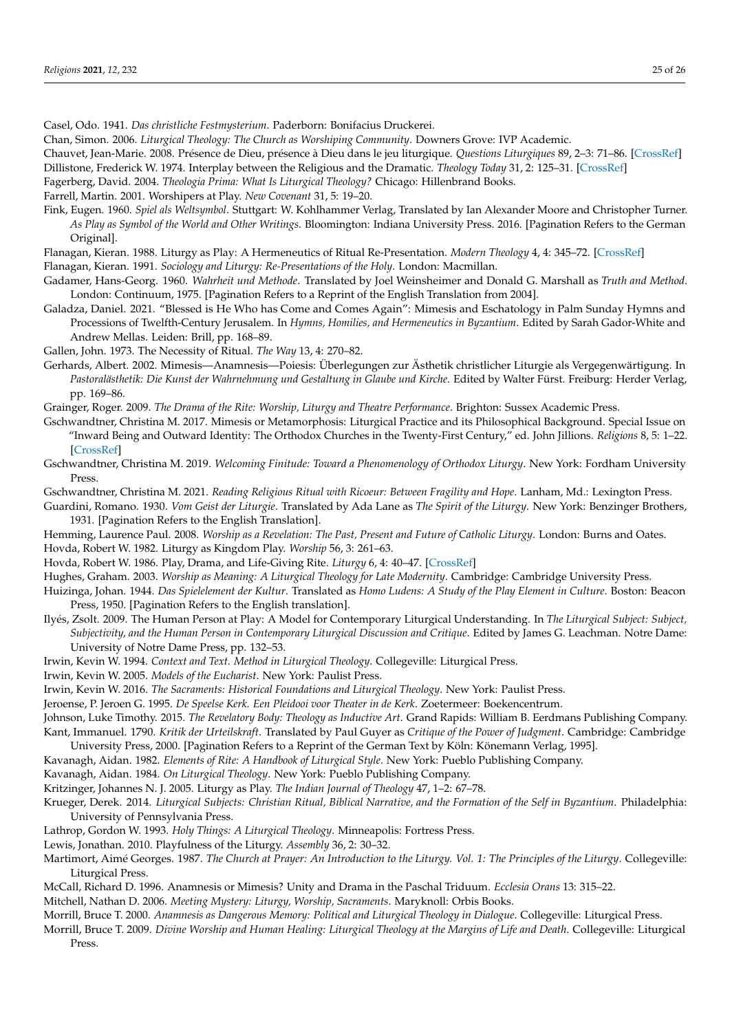Casel, Odo. 1941. *Das christliche Festmysterium*. Paderborn: Bonifacius Druckerei.

Chan, Simon. 2006. *Liturgical Theology: The Church as Worshiping Community*. Downers Grove: IVP Academic.

Chauvet, Jean-Marie. 2008. Présence de Dieu, présence à Dieu dans le jeu liturgique. *Questions Liturgiques* 89, 2–3: 71–86. [CrossRef]

Dillistone, Frederick W. 1974. Interplay between the Religious and the Dramatic. *Theology Today* 31, 2: 125–31. [CrossRef]

Fagerberg, David. 2004. *Theologia Prima: What Is Liturgical Theology?* Chicago: Hillenbrand Books.

Farrell, Martin. 2001. Worshipers at Play. *New Covenant* 31, 5: 19–20.

Fink, Eugen. 1960. *Spiel als Weltsymbol*. Stuttgart: W. Kohlhammer Verlag, Translated by Ian Alexander Moore and Christopher Turner. *As Play as Symbol of the World and Other Writings*. Bloomington: Indiana University Press. 2016. [Pagination Refers to the German Original].

Flanagan, Kieran. 1988. Liturgy as Play: A Hermeneutics of Ritual Re-Presentation. *Modern Theology* 4, 4: 345–72. [CrossRef]

Flanagan, Kieran. 1991. *Sociology and Liturgy: Re-Presentations of the Holy*. London: Macmillan.

Gadamer, Hans-Georg. 1960. *Wahrheit und Methode*. Translated by Joel Weinsheimer and Donald G. Marshall as *Truth and Method*. London: Continuum, 1975. [Pagination Refers to a Reprint of the English Translation from 2004].

Galadza, Daniel. 2021. "Blessed is He Who has Come and Comes Again": Mimesis and Eschatology in Palm Sunday Hymns and Processions of Twelfth-Century Jerusalem. In *Hymns, Homilies, and Hermeneutics in Byzantium*. Edited by Sarah Gador-White and Andrew Mellas. Leiden: Brill, pp. 168–89.

Gallen, John. 1973. The Necessity of Ritual. *The Way* 13, 4: 270–82.

Gerhards, Albert. 2002. Mimesis—Anamnesis—Poiesis: Überlegungen zur Ästhetik christlicher Liturgie als Vergegenwärtigung. In *Pastoralästhetik: Die Kunst der Wahrnehmung und Gestaltung in Glaube und Kirche*. Edited by Walter Fürst. Freiburg: Herder Verlag, pp. 169–86.

Grainger, Roger. 2009. *The Drama of the Rite: Worship, Liturgy and Theatre Performance*. Brighton: Sussex Academic Press.

Gschwandtner, Christina M. 2017. Mimesis or Metamorphosis: Liturgical Practice and its Philosophical Background. Special Issue on "Inward Being and Outward Identity: The Orthodox Churches in the Twenty-First Century," ed. John Jillions. *Religions* 8, 5: 1–22. [CrossRef]

Gschwandtner, Christina M. 2019. *Welcoming Finitude: Toward a Phenomenology of Orthodox Liturgy*. New York: Fordham University Press.

Gschwandtner, Christina M. 2021. *Reading Religious Ritual with Ricoeur: Between Fragility and Hope*. Lanham, Md.: Lexington Press.

Guardini, Romano. 1930. *Vom Geist der Liturgie*. Translated by Ada Lane as *The Spirit of the Liturgy*. New York: Benzinger Brothers, 1931. [Pagination Refers to the English Translation].

Hemming, Laurence Paul. 2008. *Worship as a Revelation: The Past, Present and Future of Catholic Liturgy*. London: Burns and Oates.

Hovda, Robert W. 1982. Liturgy as Kingdom Play. *Worship* 56, 3: 261–63.

Hovda, Robert W. 1986. Play, Drama, and Life-Giving Rite. *Liturgy* 6, 4: 40–47. [CrossRef]

Hughes, Graham. 2003. *Worship as Meaning: A Liturgical Theology for Late Modernity*. Cambridge: Cambridge University Press.

Huizinga, Johan. 1944. *Das Spielelement der Kultur*. Translated as *Homo Ludens: A Study of the Play Element in Culture*. Boston: Beacon Press, 1950. [Pagination Refers to the English translation].

Ilyés, Zsolt. 2009. The Human Person at Play: A Model for Contemporary Liturgical Understanding. In *The Liturgical Subject: Subject, Subjectivity, and the Human Person in Contemporary Liturgical Discussion and Critique*. Edited by James G. Leachman. Notre Dame: University of Notre Dame Press, pp. 132–53.

Irwin, Kevin W. 1994. *Context and Text. Method in Liturgical Theology*. Collegeville: Liturgical Press.

Irwin, Kevin W. 2005. *Models of the Eucharist*. New York: Paulist Press.

Irwin, Kevin W. 2016. *The Sacraments: Historical Foundations and Liturgical Theology*. New York: Paulist Press.

Jeroense, P. Jeroen G. 1995. *De Speelse Kerk. Een Pleidooi voor Theater in de Kerk*. Zoetermeer: Boekencentrum.

Johnson, Luke Timothy. 2015. *The Revelatory Body: Theology as Inductive Art*. Grand Rapids: William B. Eerdmans Publishing Company.

Kant, Immanuel. 1790. *Kritik der Urteilskraft*. Translated by Paul Guyer as *Critique of the Power of Judgment*. Cambridge: Cambridge University Press, 2000. [Pagination Refers to a Reprint of the German Text by Köln: Könemann Verlag, 1995].

Kavanagh, Aidan. 1982. *Elements of Rite: A Handbook of Liturgical Style*. New York: Pueblo Publishing Company.

Kavanagh, Aidan. 1984. *On Liturgical Theology*. New York: Pueblo Publishing Company.

Kritzinger, Johannes N. J. 2005. Liturgy as Play. *The Indian Journal of Theology* 47, 1–2: 67–78.

Krueger, Derek. 2014. *Liturgical Subjects: Christian Ritual, Biblical Narrative, and the Formation of the Self in Byzantium*. Philadelphia: University of Pennsylvania Press.

Lathrop, Gordon W. 1993. *Holy Things: A Liturgical Theology*. Minneapolis: Fortress Press.

Lewis, Jonathan. 2010. Playfulness of the Liturgy. *Assembly* 36, 2: 30–32.

Martimort, Aimé Georges. 1987. *The Church at Prayer: An Introduction to the Liturgy. Vol. 1: The Principles of the Liturgy*. Collegeville: Liturgical Press.

McCall, Richard D. 1996. Anamnesis or Mimesis? Unity and Drama in the Paschal Triduum. *Ecclesia Orans* 13: 315–22.

Mitchell, Nathan D. 2006. *Meeting Mystery: Liturgy, Worship, Sacraments*. Maryknoll: Orbis Books.

Morrill, Bruce T. 2000. *Anamnesis as Dangerous Memory: Political and Liturgical Theology in Dialogue*. Collegeville: Liturgical Press.

Morrill, Bruce T. 2009. *Divine Worship and Human Healing: Liturgical Theology at the Margins of Life and Death*. Collegeville: Liturgical Press.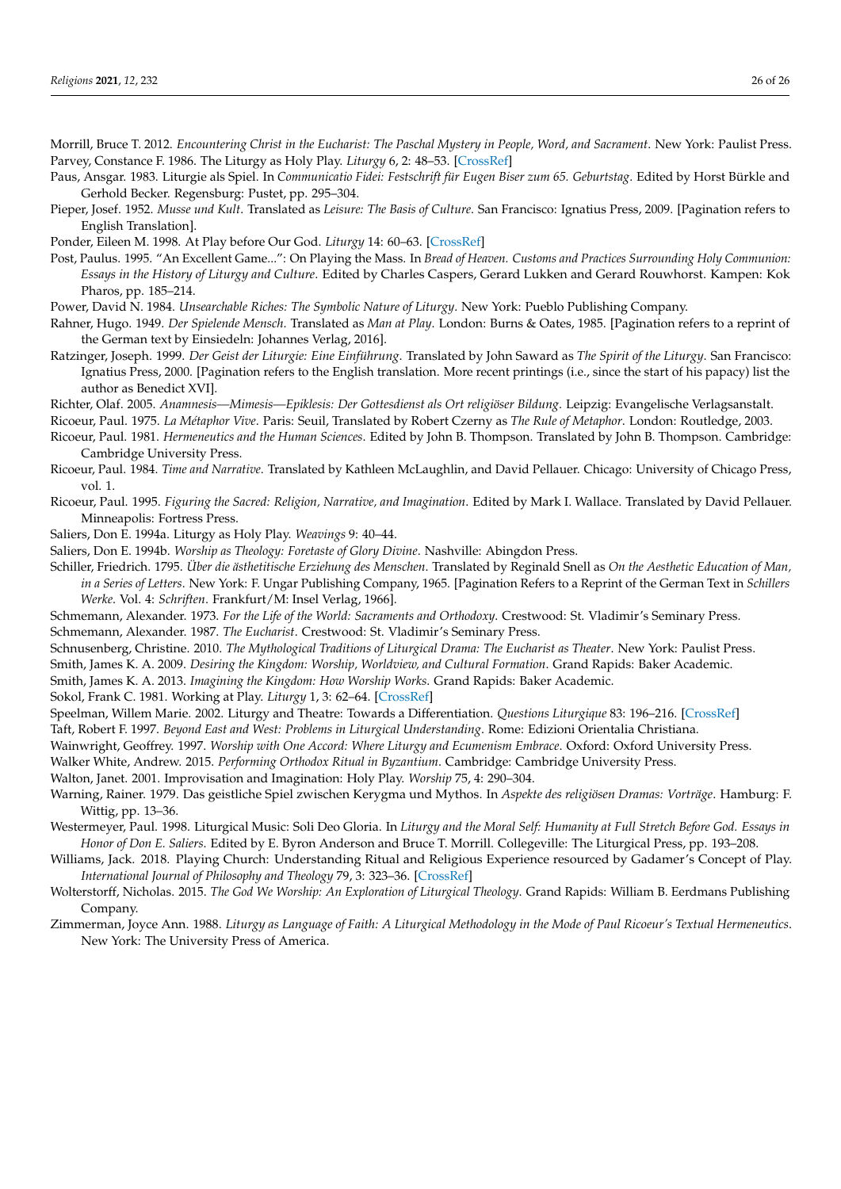Morrill, Bruce T. 2012. *Encountering Christ in the Eucharist: The Paschal Mystery in People, Word, and Sacrament*. New York: Paulist Press.

Parvey, Constance F. 1986. The Liturgy as Holy Play. *Liturgy* 6, 2: 48–53. [CrossRef]

Paus, Ansgar. 1983. Liturgie als Spiel. In *Communicatio Fidei: Festschrift für Eugen Biser zum 65. Geburtstag*. Edited by Horst Bürkle and Gerhold Becker. Regensburg: Pustet, pp. 295–304.

Pieper, Josef. 1952. *Musse und Kult*. Translated as *Leisure: The Basis of Culture*. San Francisco: Ignatius Press, 2009. [Pagination refers to English Translation].

Ponder, Eileen M. 1998. At Play before Our God. *Liturgy* 14: 60–63. [CrossRef]

Post, Paulus. 1995. "An Excellent Game...": On Playing the Mass. In *Bread of Heaven. Customs and Practices Surrounding Holy Communion: Essays in the History of Liturgy and Culture*. Edited by Charles Caspers, Gerard Lukken and Gerard Rouwhorst. Kampen: Kok Pharos, pp. 185–214.

Power, David N. 1984. *Unsearchable Riches: The Symbolic Nature of Liturgy*. New York: Pueblo Publishing Company.

Rahner, Hugo. 1949. *Der Spielende Mensch*. Translated as *Man at Play*. London: Burns & Oates, 1985. [Pagination refers to a reprint of the German text by Einsiedeln: Johannes Verlag, 2016].

Ratzinger, Joseph. 1999. *Der Geist der Liturgie: Eine Einführung*. Translated by John Saward as *The Spirit of the Liturgy*. San Francisco: Ignatius Press, 2000. [Pagination refers to the English translation. More recent printings (i.e., since the start of his papacy) list the author as Benedict XVI].

Richter, Olaf. 2005. *Anamnesis—Mimesis—Epiklesis: Der Gottesdienst als Ort religiöser Bildung*. Leipzig: Evangelische Verlagsanstalt.

Ricoeur, Paul. 1975. *La Métaphor Vive*. Paris: Seuil, Translated by Robert Czerny as *The Rule of Metaphor*. London: Routledge, 2003.

Ricoeur, Paul. 1981. *Hermeneutics and the Human Sciences*. Edited by John B. Thompson. Translated by John B. Thompson. Cambridge: Cambridge University Press.

Ricoeur, Paul. 1984. *Time and Narrative*. Translated by Kathleen McLaughlin, and David Pellauer. Chicago: University of Chicago Press, vol. 1.

Ricoeur, Paul. 1995. *Figuring the Sacred: Religion, Narrative, and Imagination*. Edited by Mark I. Wallace. Translated by David Pellauer. Minneapolis: Fortress Press.

Saliers, Don E. 1994a. Liturgy as Holy Play. *Weavings* 9: 40–44.

Saliers, Don E. 1994b. *Worship as Theology: Foretaste of Glory Divine*. Nashville: Abingdon Press.

Schiller, Friedrich. 1795. *Über die ästhetitische Erziehung des Menschen*. Translated by Reginald Snell as *On the Aesthetic Education of Man, in a Series of Letters*. New York: F. Ungar Publishing Company, 1965. [Pagination Refers to a Reprint of the German Text in *Schillers Werke*. Vol. 4: *Schriften*. Frankfurt/M: Insel Verlag, 1966].

Schmemann, Alexander. 1973. *For the Life of the World: Sacraments and Orthodoxy*. Crestwood: St. Vladimir's Seminary Press.

Schmemann, Alexander. 1987. *The Eucharist*. Crestwood: St. Vladimir's Seminary Press.

Schnusenberg, Christine. 2010. *The Mythological Traditions of Liturgical Drama: The Eucharist as Theater*. New York: Paulist Press.

Smith, James K. A. 2009. *Desiring the Kingdom: Worship, Worldview, and Cultural Formation*. Grand Rapids: Baker Academic.

Smith, James K. A. 2013. *Imagining the Kingdom: How Worship Works*. Grand Rapids: Baker Academic.

Sokol, Frank C. 1981. Working at Play. *Liturgy* 1, 3: 62–64. [CrossRef]

Speelman, Willem Marie. 2002. Liturgy and Theatre: Towards a Differentiation. *Questions Liturgique* 83: 196–216. [CrossRef]

Taft, Robert F. 1997. *Beyond East and West: Problems in Liturgical Understanding*. Rome: Edizioni Orientalia Christiana.

Wainwright, Geoffrey. 1997. *Worship with One Accord: Where Liturgy and Ecumenism Embrace*. Oxford: Oxford University Press.

Walker White, Andrew. 2015. *Performing Orthodox Ritual in Byzantium*. Cambridge: Cambridge University Press.

Walton, Janet. 2001. Improvisation and Imagination: Holy Play. *Worship* 75, 4: 290–304.

Warning, Rainer. 1979. Das geistliche Spiel zwischen Kerygma und Mythos. In *Aspekte des religiösen Dramas: Vorträge*. Hamburg: F. Wittig, pp. 13–36.

Westermeyer, Paul. 1998. Liturgical Music: Soli Deo Gloria. In *Liturgy and the Moral Self: Humanity at Full Stretch Before God. Essays in Honor of Don E. Saliers*. Edited by E. Byron Anderson and Bruce T. Morrill. Collegeville: The Liturgical Press, pp. 193–208.

Williams, Jack. 2018. Playing Church: Understanding Ritual and Religious Experience resourced by Gadamer's Concept of Play. *International Journal of Philosophy and Theology* 79, 3: 323–36. [CrossRef]

Wolterstorff, Nicholas. 2015. *The God We Worship: An Exploration of Liturgical Theology*. Grand Rapids: William B. Eerdmans Publishing Company.

Zimmerman, Joyce Ann. 1988. *Liturgy as Language of Faith: A Liturgical Methodology in the Mode of Paul Ricoeur's Textual Hermeneutics*. New York: The University Press of America.